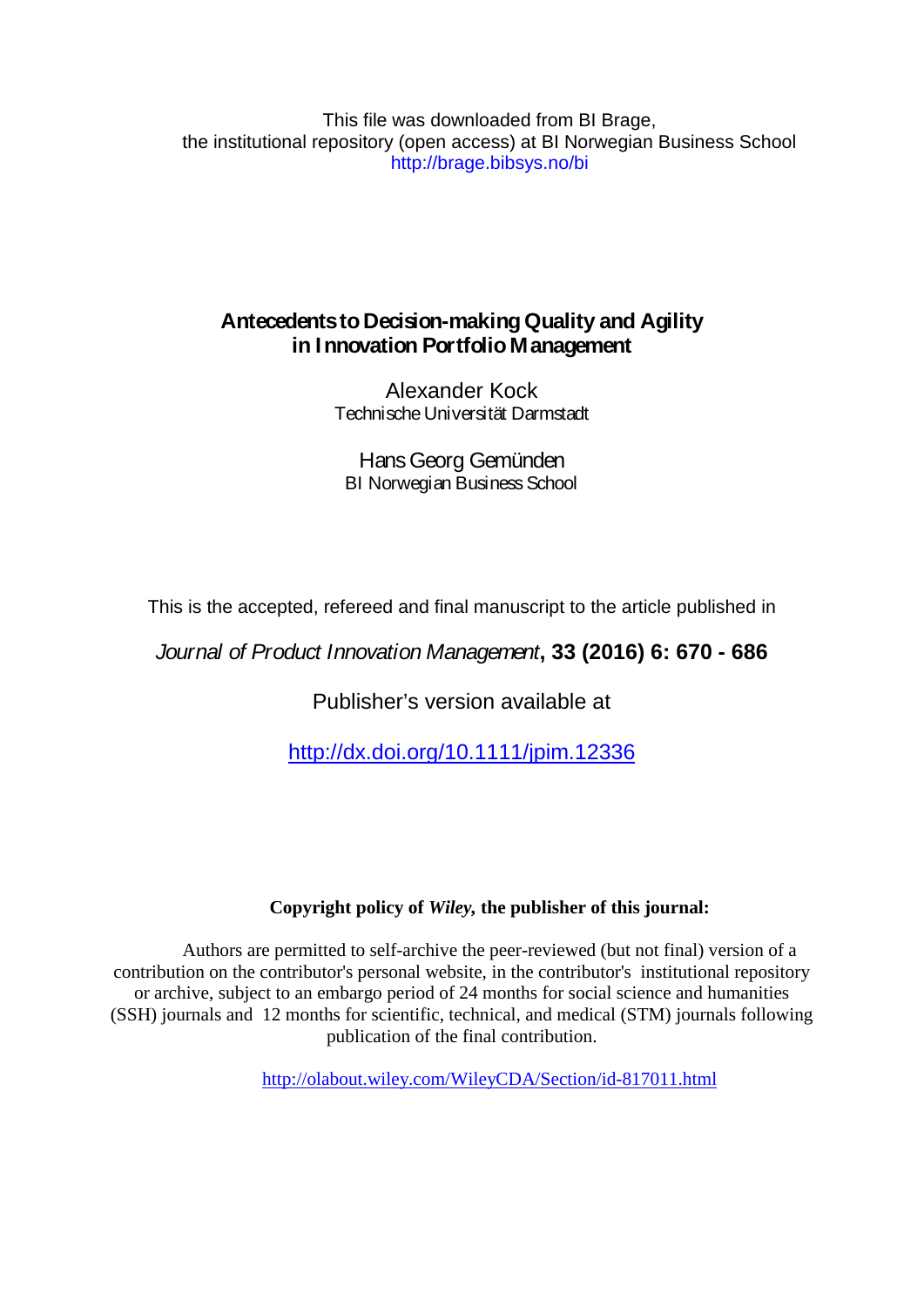This file was downloaded from BI Brage,
the institutional repository (open access) at BI Norwegian Business School
http://brage.bibsys.no/bi

# Antecedents to Decision-making Quality and Agility in Innovation Portfolio Management

Alexander Kock
Technische Universität Darmstadt

Hans Georg Gemünden
BI Norwegian Business School

This is the accepted, refereed and final manuscript to the article published in

*Journal of Product Innovation Management*, **33 (2016) 6: 670 - 686**

Publisher's version available at

http://dx.doi.org/10.1111/jpim.12336

**Copyright policy of *Wiley*, the publisher of this journal:**

Authors are permitted to self-archive the peer-reviewed (but not final) version of a contribution on the contributor's personal website, in the contributor's institutional repository or archive, subject to an embargo period of 24 months for social science and humanities (SSH) journals and 12 months for scientific, technical, and medical (STM) journals following publication of the final contribution.

http://olabout.wiley.com/WileyCDA/Section/id-817011.html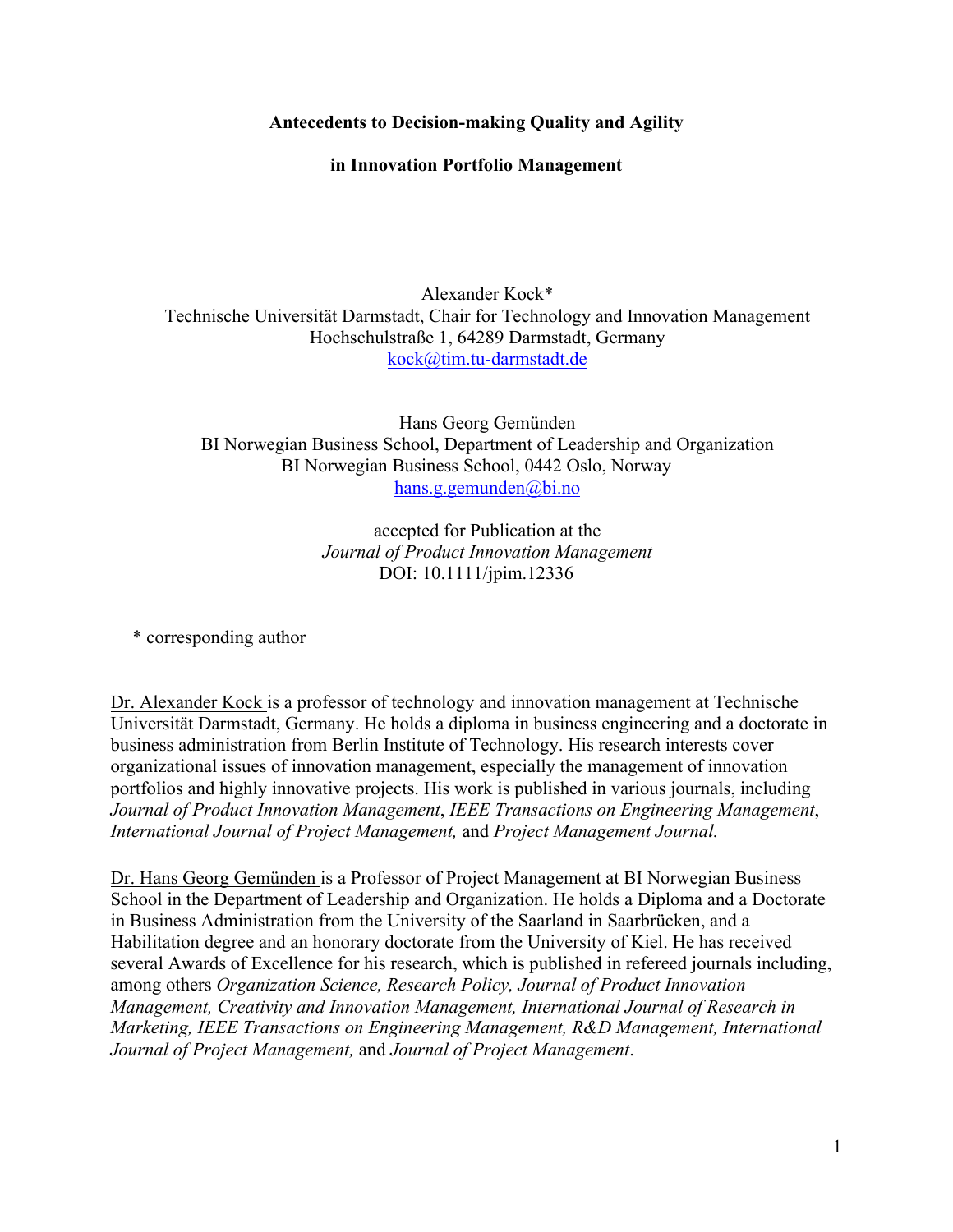# Antecedents to Decision-making Quality and Agility in Innovation Portfolio Management

Alexander Kock*
Technische Universität Darmstadt, Chair for Technology and Innovation Management
Hochschulstraße 1, 64289 Darmstadt, Germany
kock@tim.tu-darmstadt.de

Hans Georg Gemünden
BI Norwegian Business School, Department of Leadership and Organization
BI Norwegian Business School, 0442 Oslo, Norway
hans.g.gemunden@bi.no

accepted for Publication at the
*Journal of Product Innovation Management*
DOI: 10.1111/jpim.12336

\* corresponding author

Dr. Alexander Kock is a professor of technology and innovation management at Technische Universität Darmstadt, Germany. He holds a diploma in business engineering and a doctorate in business administration from Berlin Institute of Technology. His research interests cover organizational issues of innovation management, especially the management of innovation portfolios and highly innovative projects. His work is published in various journals, including *Journal of Product Innovation Management*, *IEEE Transactions on Engineering Management*, *International Journal of Project Management,* and *Project Management Journal.*

Dr. Hans Georg Gemünden is a Professor of Project Management at BI Norwegian Business School in the Department of Leadership and Organization. He holds a Diploma and a Doctorate in Business Administration from the University of the Saarland in Saarbrücken, and a Habilitation degree and an honorary doctorate from the University of Kiel. He has received several Awards of Excellence for his research, which is published in refereed journals including, among others *Organization Science, Research Policy, Journal of Product Innovation Management, Creativity and Innovation Management, International Journal of Research in Marketing, IEEE Transactions on Engineering Management, R&D Management, International Journal of Project Management,* and *Journal of Project Management*.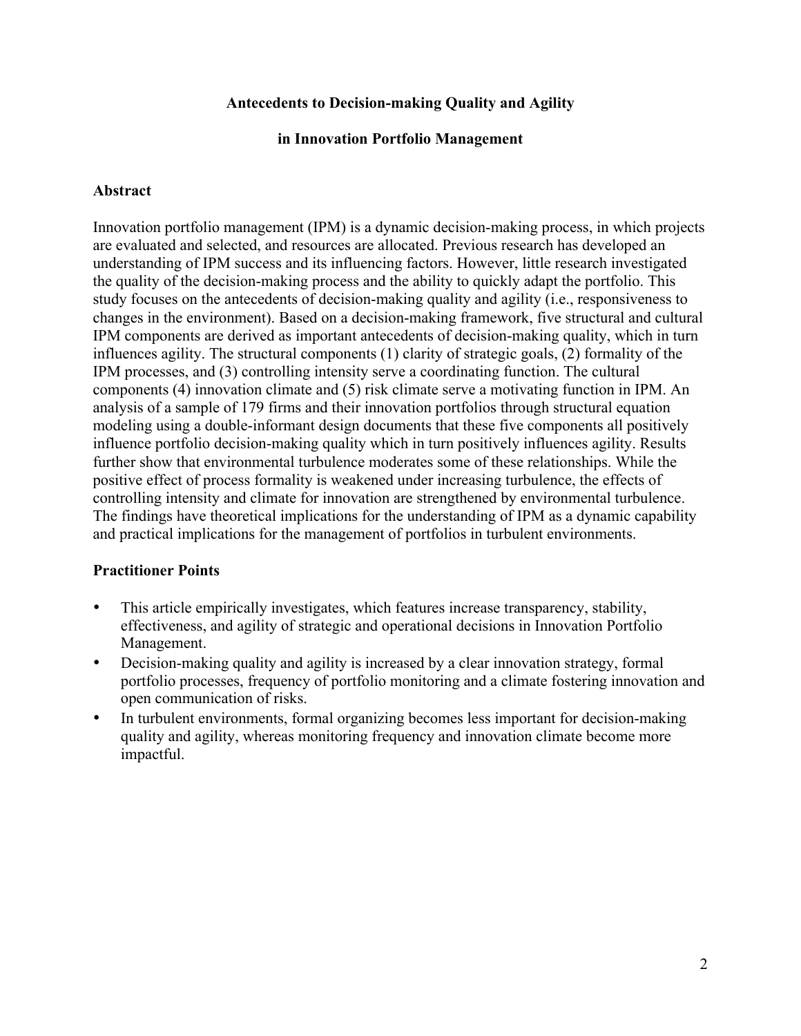**Antecedents to Decision-making Quality and Agility**

**in Innovation Portfolio Management**

## Abstract

Innovation portfolio management (IPM) is a dynamic decision-making process, in which projects are evaluated and selected, and resources are allocated. Previous research has developed an understanding of IPM success and its influencing factors. However, little research investigated the quality of the decision-making process and the ability to quickly adapt the portfolio. This study focuses on the antecedents of decision-making quality and agility (i.e., responsiveness to changes in the environment). Based on a decision-making framework, five structural and cultural IPM components are derived as important antecedents of decision-making quality, which in turn influences agility. The structural components (1) clarity of strategic goals, (2) formality of the IPM processes, and (3) controlling intensity serve a coordinating function. The cultural components (4) innovation climate and (5) risk climate serve a motivating function in IPM. An analysis of a sample of 179 firms and their innovation portfolios through structural equation modeling using a double-informant design documents that these five components all positively influence portfolio decision-making quality which in turn positively influences agility. Results further show that environmental turbulence moderates some of these relationships. While the positive effect of process formality is weakened under increasing turbulence, the effects of controlling intensity and climate for innovation are strengthened by environmental turbulence. The findings have theoretical implications for the understanding of IPM as a dynamic capability and practical implications for the management of portfolios in turbulent environments.

## Practitioner Points

- This article empirically investigates, which features increase transparency, stability, effectiveness, and agility of strategic and operational decisions in Innovation Portfolio Management.
- Decision-making quality and agility is increased by a clear innovation strategy, formal portfolio processes, frequency of portfolio monitoring and a climate fostering innovation and open communication of risks.
- In turbulent environments, formal organizing becomes less important for decision-making quality and agility, whereas monitoring frequency and innovation climate become more impactful.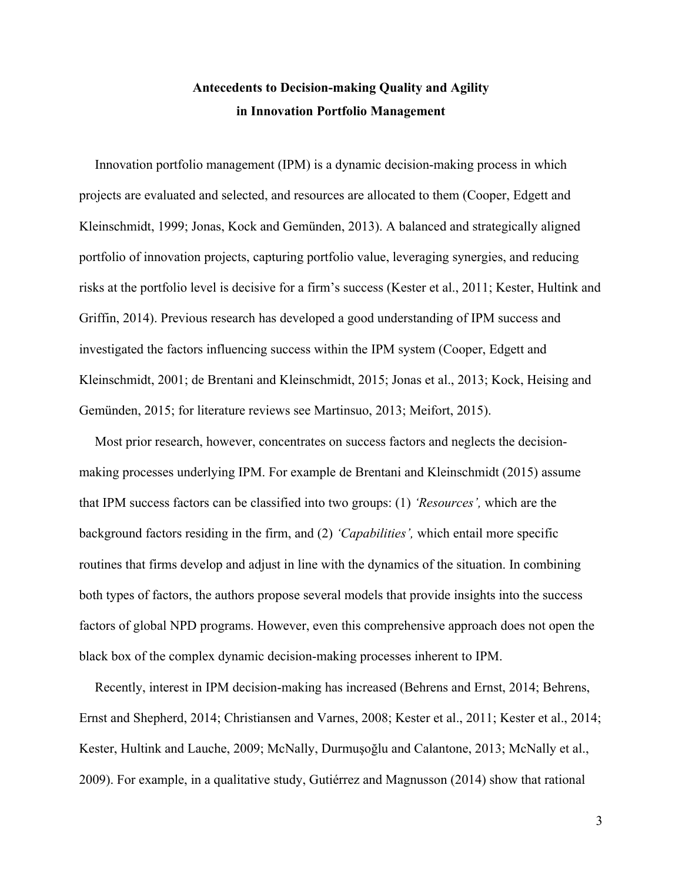## Antecedents to Decision-making Quality and Agility in Innovation Portfolio Management

Innovation portfolio management (IPM) is a dynamic decision-making process in which projects are evaluated and selected, and resources are allocated to them (Cooper, Edgett and Kleinschmidt, 1999; Jonas, Kock and Gemünden, 2013). A balanced and strategically aligned portfolio of innovation projects, capturing portfolio value, leveraging synergies, and reducing risks at the portfolio level is decisive for a firm's success (Kester et al., 2011; Kester, Hultink and Griffin, 2014). Previous research has developed a good understanding of IPM success and investigated the factors influencing success within the IPM system (Cooper, Edgett and Kleinschmidt, 2001; de Brentani and Kleinschmidt, 2015; Jonas et al., 2013; Kock, Heising and Gemünden, 2015; for literature reviews see Martinsuo, 2013; Meifort, 2015).

Most prior research, however, concentrates on success factors and neglects the decision-making processes underlying IPM. For example de Brentani and Kleinschmidt (2015) assume that IPM success factors can be classified into two groups: (1) *'Resources',* which are the background factors residing in the firm, and (2) *'Capabilities',* which entail more specific routines that firms develop and adjust in line with the dynamics of the situation. In combining both types of factors, the authors propose several models that provide insights into the success factors of global NPD programs. However, even this comprehensive approach does not open the black box of the complex dynamic decision-making processes inherent to IPM.

Recently, interest in IPM decision-making has increased (Behrens and Ernst, 2014; Behrens, Ernst and Shepherd, 2014; Christiansen and Varnes, 2008; Kester et al., 2011; Kester et al., 2014; Kester, Hultink and Lauche, 2009; McNally, Durmuşoğlu and Calantone, 2013; McNally et al., 2009). For example, in a qualitative study, Gutiérrez and Magnusson (2014) show that rational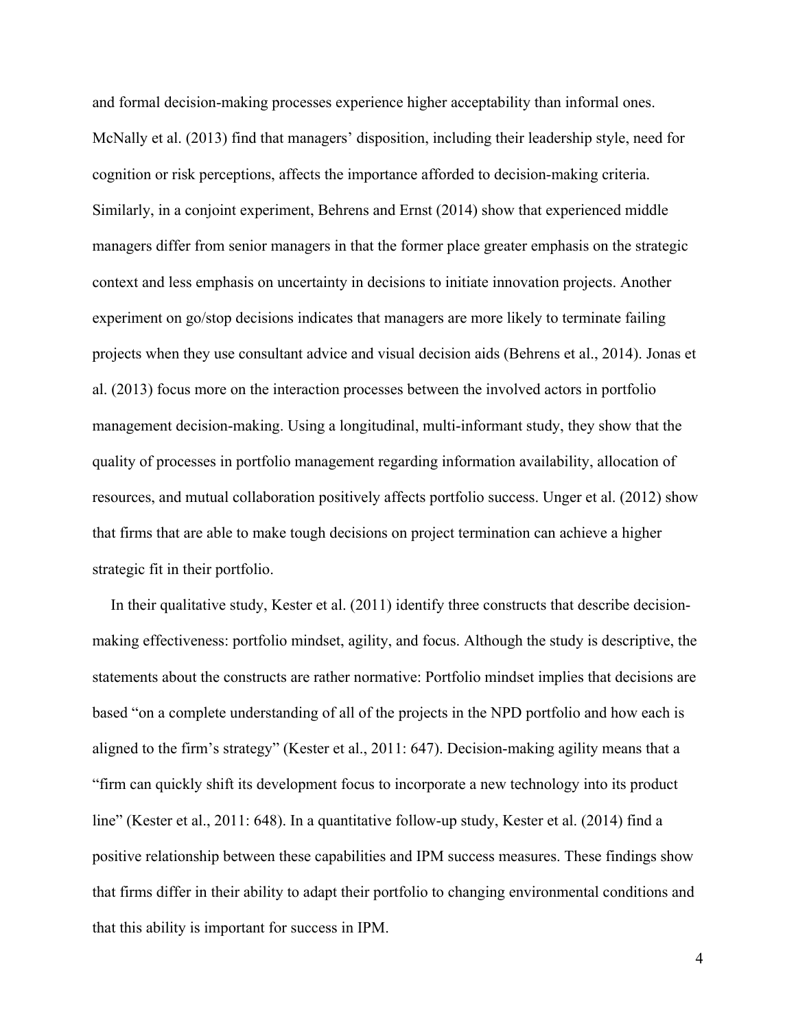and formal decision-making processes experience higher acceptability than informal ones. McNally et al. (2013) find that managers' disposition, including their leadership style, need for cognition or risk perceptions, affects the importance afforded to decision-making criteria. Similarly, in a conjoint experiment, Behrens and Ernst (2014) show that experienced middle managers differ from senior managers in that the former place greater emphasis on the strategic context and less emphasis on uncertainty in decisions to initiate innovation projects. Another experiment on go/stop decisions indicates that managers are more likely to terminate failing projects when they use consultant advice and visual decision aids (Behrens et al., 2014). Jonas et al. (2013) focus more on the interaction processes between the involved actors in portfolio management decision-making. Using a longitudinal, multi-informant study, they show that the quality of processes in portfolio management regarding information availability, allocation of resources, and mutual collaboration positively affects portfolio success. Unger et al. (2012) show that firms that are able to make tough decisions on project termination can achieve a higher strategic fit in their portfolio.

In their qualitative study, Kester et al. (2011) identify three constructs that describe decision-making effectiveness: portfolio mindset, agility, and focus. Although the study is descriptive, the statements about the constructs are rather normative: Portfolio mindset implies that decisions are based "on a complete understanding of all of the projects in the NPD portfolio and how each is aligned to the firm's strategy" (Kester et al., 2011: 647). Decision-making agility means that a "firm can quickly shift its development focus to incorporate a new technology into its product line" (Kester et al., 2011: 648). In a quantitative follow-up study, Kester et al. (2014) find a positive relationship between these capabilities and IPM success measures. These findings show that firms differ in their ability to adapt their portfolio to changing environmental conditions and that this ability is important for success in IPM.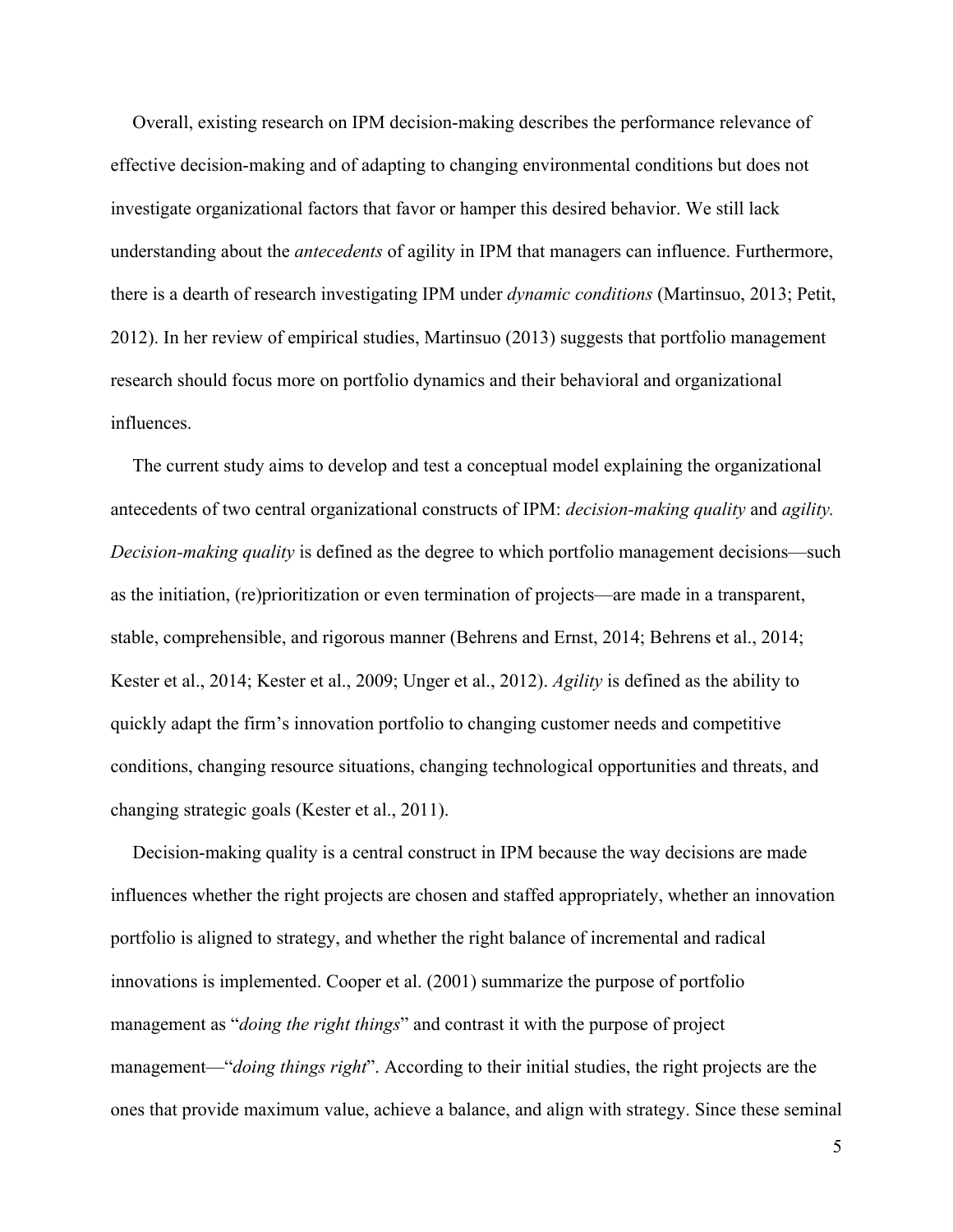Overall, existing research on IPM decision-making describes the performance relevance of effective decision-making and of adapting to changing environmental conditions but does not investigate organizational factors that favor or hamper this desired behavior. We still lack understanding about the *antecedents* of agility in IPM that managers can influence. Furthermore, there is a dearth of research investigating IPM under *dynamic conditions* (Martinsuo, 2013; Petit, 2012). In her review of empirical studies, Martinsuo (2013) suggests that portfolio management research should focus more on portfolio dynamics and their behavioral and organizational influences.

The current study aims to develop and test a conceptual model explaining the organizational antecedents of two central organizational constructs of IPM: *decision-making quality* and *agility. Decision-making quality* is defined as the degree to which portfolio management decisions—such as the initiation, (re)prioritization or even termination of projects—are made in a transparent, stable, comprehensible, and rigorous manner (Behrens and Ernst, 2014; Behrens et al., 2014; Kester et al., 2014; Kester et al., 2009; Unger et al., 2012). *Agility* is defined as the ability to quickly adapt the firm's innovation portfolio to changing customer needs and competitive conditions, changing resource situations, changing technological opportunities and threats, and changing strategic goals (Kester et al., 2011).

Decision-making quality is a central construct in IPM because the way decisions are made influences whether the right projects are chosen and staffed appropriately, whether an innovation portfolio is aligned to strategy, and whether the right balance of incremental and radical innovations is implemented. Cooper et al. (2001) summarize the purpose of portfolio management as "*doing the right things*" and contrast it with the purpose of project management—"*doing things right*". According to their initial studies, the right projects are the ones that provide maximum value, achieve a balance, and align with strategy. Since these seminal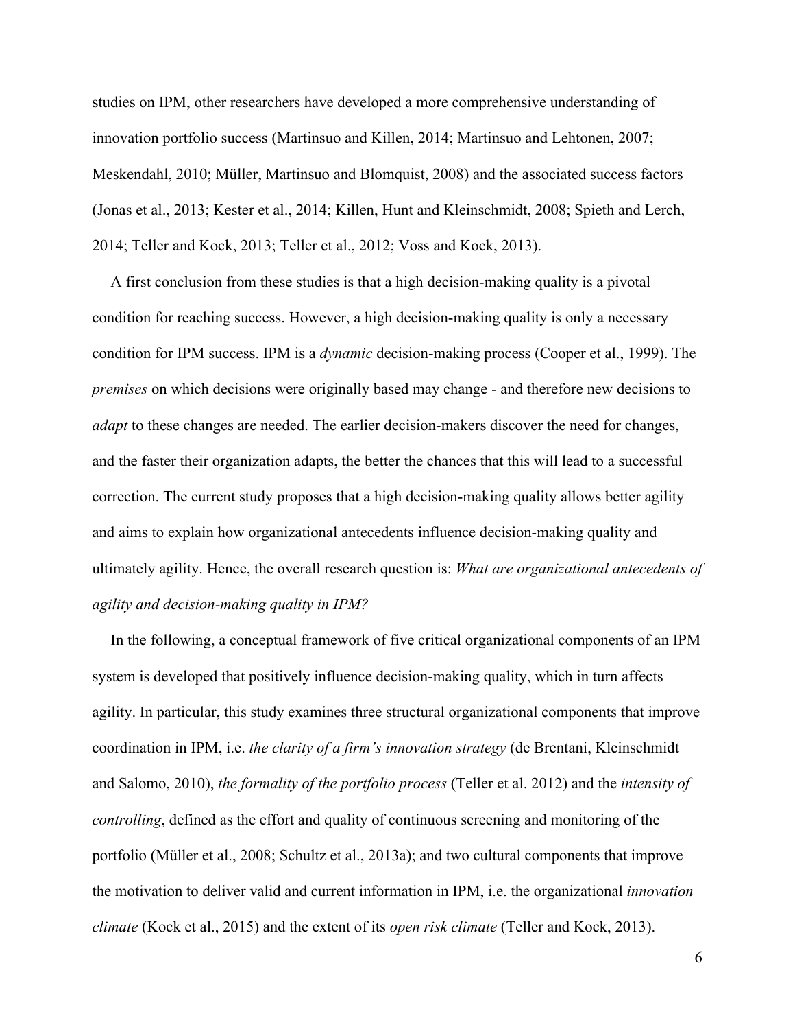studies on IPM, other researchers have developed a more comprehensive understanding of innovation portfolio success (Martinsuo and Killen, 2014; Martinsuo and Lehtonen, 2007; Meskendahl, 2010; Müller, Martinsuo and Blomquist, 2008) and the associated success factors (Jonas et al., 2013; Kester et al., 2014; Killen, Hunt and Kleinschmidt, 2008; Spieth and Lerch, 2014; Teller and Kock, 2013; Teller et al., 2012; Voss and Kock, 2013).

A first conclusion from these studies is that a high decision-making quality is a pivotal condition for reaching success. However, a high decision-making quality is only a necessary condition for IPM success. IPM is a *dynamic* decision-making process (Cooper et al., 1999). The *premises* on which decisions were originally based may change - and therefore new decisions to *adapt* to these changes are needed. The earlier decision-makers discover the need for changes, and the faster their organization adapts, the better the chances that this will lead to a successful correction. The current study proposes that a high decision-making quality allows better agility and aims to explain how organizational antecedents influence decision-making quality and ultimately agility. Hence, the overall research question is: *What are organizational antecedents of agility and decision-making quality in IPM?*

In the following, a conceptual framework of five critical organizational components of an IPM system is developed that positively influence decision-making quality, which in turn affects agility. In particular, this study examines three structural organizational components that improve coordination in IPM, i.e. *the clarity of a firm's innovation strategy* (de Brentani, Kleinschmidt and Salomo, 2010), *the formality of the portfolio process* (Teller et al. 2012) and the *intensity of controlling*, defined as the effort and quality of continuous screening and monitoring of the portfolio (Müller et al., 2008; Schultz et al., 2013a); and two cultural components that improve the motivation to deliver valid and current information in IPM, i.e. the organizational *innovation climate* (Kock et al., 2015) and the extent of its *open risk climate* (Teller and Kock, 2013).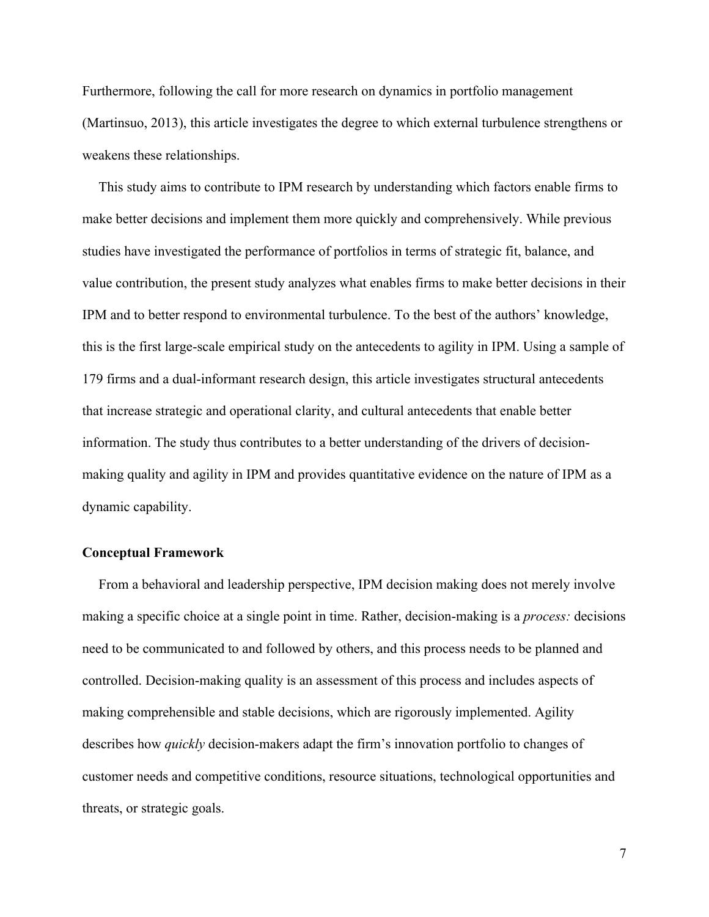Furthermore, following the call for more research on dynamics in portfolio management (Martinsuo, 2013), this article investigates the degree to which external turbulence strengthens or weakens these relationships.

This study aims to contribute to IPM research by understanding which factors enable firms to make better decisions and implement them more quickly and comprehensively. While previous studies have investigated the performance of portfolios in terms of strategic fit, balance, and value contribution, the present study analyzes what enables firms to make better decisions in their IPM and to better respond to environmental turbulence. To the best of the authors' knowledge, this is the first large-scale empirical study on the antecedents to agility in IPM. Using a sample of 179 firms and a dual-informant research design, this article investigates structural antecedents that increase strategic and operational clarity, and cultural antecedents that enable better information. The study thus contributes to a better understanding of the drivers of decision-making quality and agility in IPM and provides quantitative evidence on the nature of IPM as a dynamic capability.

## Conceptual Framework

From a behavioral and leadership perspective, IPM decision making does not merely involve making a specific choice at a single point in time. Rather, decision-making is a *process:* decisions need to be communicated to and followed by others, and this process needs to be planned and controlled. Decision-making quality is an assessment of this process and includes aspects of making comprehensible and stable decisions, which are rigorously implemented. Agility describes how *quickly* decision-makers adapt the firm's innovation portfolio to changes of customer needs and competitive conditions, resource situations, technological opportunities and threats, or strategic goals.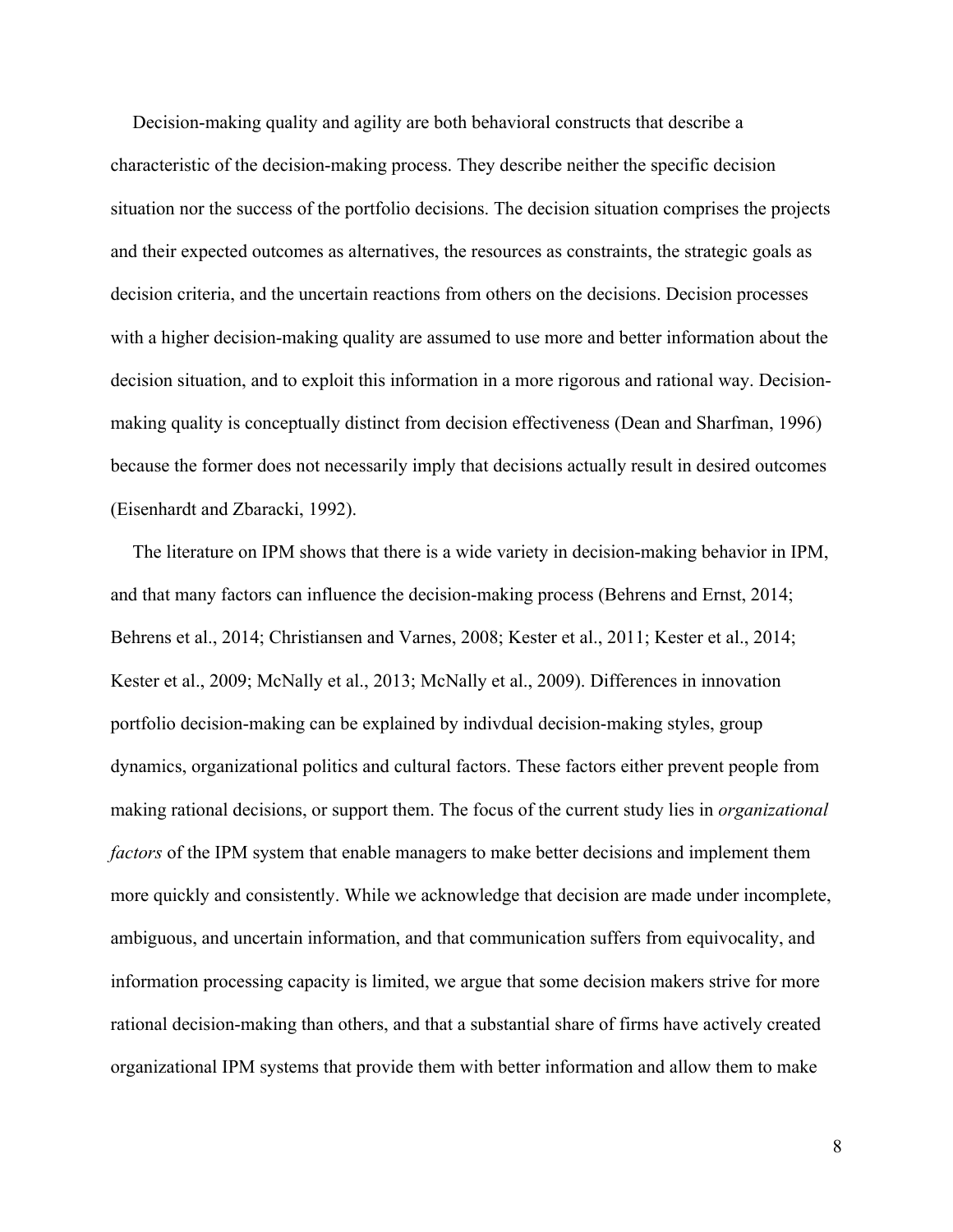Decision-making quality and agility are both behavioral constructs that describe a characteristic of the decision-making process. They describe neither the specific decision situation nor the success of the portfolio decisions. The decision situation comprises the projects and their expected outcomes as alternatives, the resources as constraints, the strategic goals as decision criteria, and the uncertain reactions from others on the decisions. Decision processes with a higher decision-making quality are assumed to use more and better information about the decision situation, and to exploit this information in a more rigorous and rational way. Decision-making quality is conceptually distinct from decision effectiveness (Dean and Sharfman, 1996) because the former does not necessarily imply that decisions actually result in desired outcomes (Eisenhardt and Zbaracki, 1992).

The literature on IPM shows that there is a wide variety in decision-making behavior in IPM, and that many factors can influence the decision-making process (Behrens and Ernst, 2014; Behrens et al., 2014; Christiansen and Varnes, 2008; Kester et al., 2011; Kester et al., 2014; Kester et al., 2009; McNally et al., 2013; McNally et al., 2009). Differences in innovation portfolio decision-making can be explained by indivdual decision-making styles, group dynamics, organizational politics and cultural factors. These factors either prevent people from making rational decisions, or support them. The focus of the current study lies in *organizational factors* of the IPM system that enable managers to make better decisions and implement them more quickly and consistently. While we acknowledge that decision are made under incomplete, ambiguous, and uncertain information, and that communication suffers from equivocality, and information processing capacity is limited, we argue that some decision makers strive for more rational decision-making than others, and that a substantial share of firms have actively created organizational IPM systems that provide them with better information and allow them to make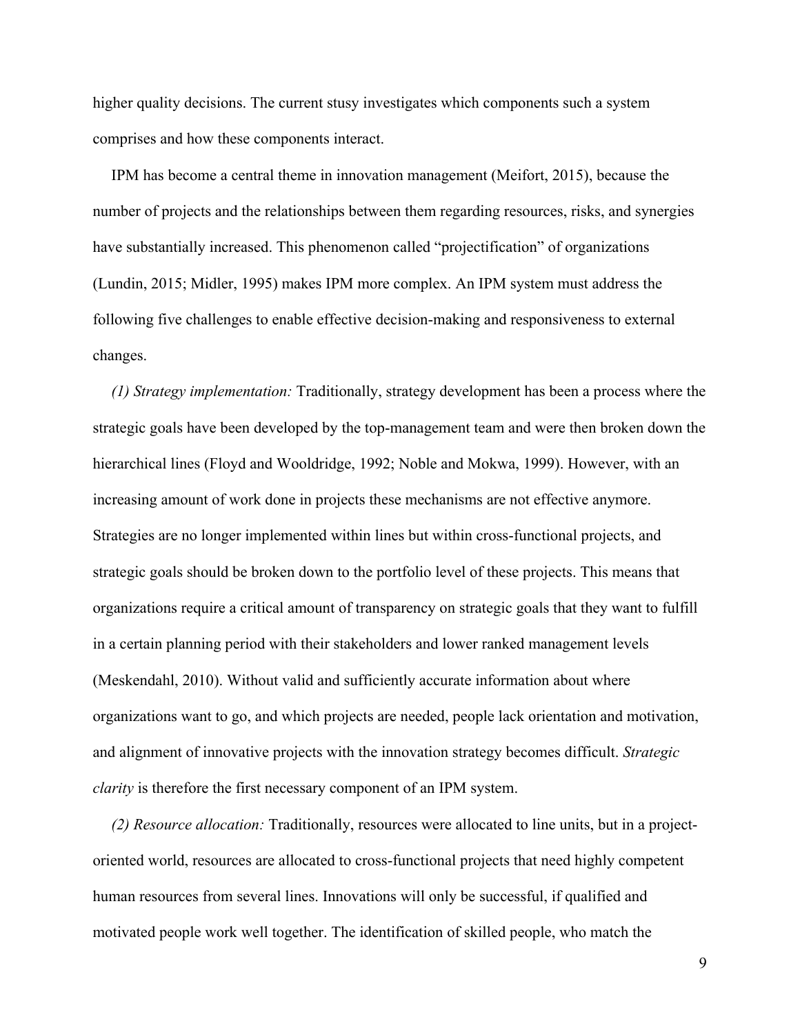higher quality decisions. The current stusy investigates which components such a system comprises and how these components interact.

IPM has become a central theme in innovation management (Meifort, 2015), because the number of projects and the relationships between them regarding resources, risks, and synergies have substantially increased. This phenomenon called "projectification" of organizations (Lundin, 2015; Midler, 1995) makes IPM more complex. An IPM system must address the following five challenges to enable effective decision-making and responsiveness to external changes.

*(1) Strategy implementation:* Traditionally, strategy development has been a process where the strategic goals have been developed by the top-management team and were then broken down the hierarchical lines (Floyd and Wooldridge, 1992; Noble and Mokwa, 1999). However, with an increasing amount of work done in projects these mechanisms are not effective anymore. Strategies are no longer implemented within lines but within cross-functional projects, and strategic goals should be broken down to the portfolio level of these projects. This means that organizations require a critical amount of transparency on strategic goals that they want to fulfill in a certain planning period with their stakeholders and lower ranked management levels (Meskendahl, 2010). Without valid and sufficiently accurate information about where organizations want to go, and which projects are needed, people lack orientation and motivation, and alignment of innovative projects with the innovation strategy becomes difficult. *Strategic clarity* is therefore the first necessary component of an IPM system.

*(2) Resource allocation:* Traditionally, resources were allocated to line units, but in a project-oriented world, resources are allocated to cross-functional projects that need highly competent human resources from several lines. Innovations will only be successful, if qualified and motivated people work well together. The identification of skilled people, who match the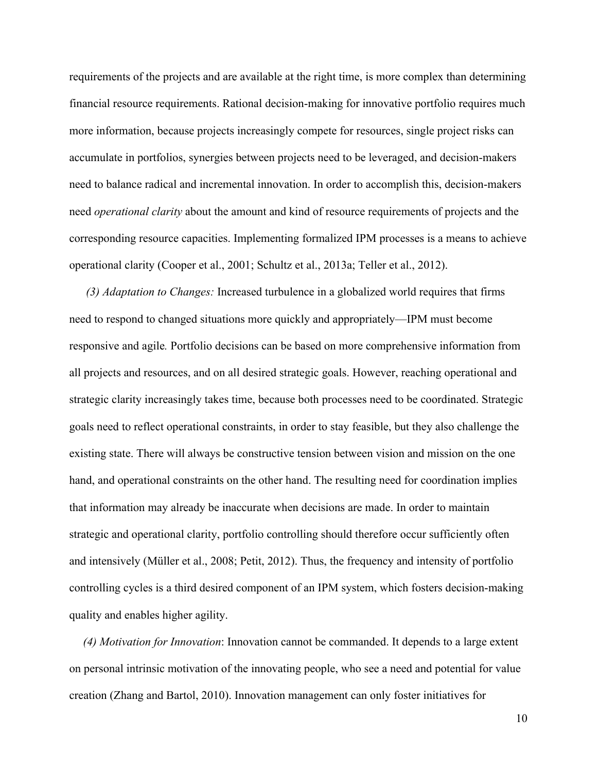requirements of the projects and are available at the right time, is more complex than determining financial resource requirements. Rational decision-making for innovative portfolio requires much more information, because projects increasingly compete for resources, single project risks can accumulate in portfolios, synergies between projects need to be leveraged, and decision-makers need to balance radical and incremental innovation. In order to accomplish this, decision-makers need *operational clarity* about the amount and kind of resource requirements of projects and the corresponding resource capacities. Implementing formalized IPM processes is a means to achieve operational clarity (Cooper et al., 2001; Schultz et al., 2013a; Teller et al., 2012).

*(3) Adaptation to Changes:* Increased turbulence in a globalized world requires that firms need to respond to changed situations more quickly and appropriately—IPM must become responsive and agile*.* Portfolio decisions can be based on more comprehensive information from all projects and resources, and on all desired strategic goals. However, reaching operational and strategic clarity increasingly takes time, because both processes need to be coordinated. Strategic goals need to reflect operational constraints, in order to stay feasible, but they also challenge the existing state. There will always be constructive tension between vision and mission on the one hand, and operational constraints on the other hand. The resulting need for coordination implies that information may already be inaccurate when decisions are made. In order to maintain strategic and operational clarity, portfolio controlling should therefore occur sufficiently often and intensively (Müller et al., 2008; Petit, 2012). Thus, the frequency and intensity of portfolio controlling cycles is a third desired component of an IPM system, which fosters decision-making quality and enables higher agility.

*(4) Motivation for Innovation*: Innovation cannot be commanded. It depends to a large extent on personal intrinsic motivation of the innovating people, who see a need and potential for value creation (Zhang and Bartol, 2010). Innovation management can only foster initiatives for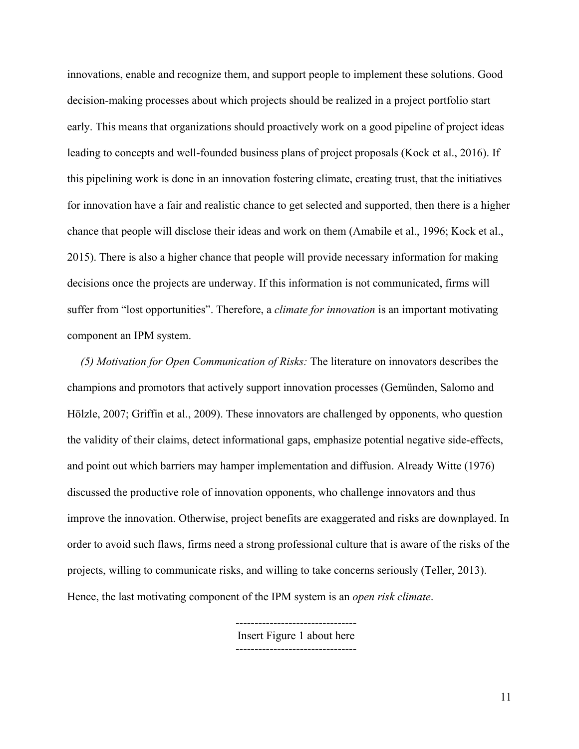innovations, enable and recognize them, and support people to implement these solutions. Good decision-making processes about which projects should be realized in a project portfolio start early. This means that organizations should proactively work on a good pipeline of project ideas leading to concepts and well-founded business plans of project proposals (Kock et al., 2016). If this pipelining work is done in an innovation fostering climate, creating trust, that the initiatives for innovation have a fair and realistic chance to get selected and supported, then there is a higher chance that people will disclose their ideas and work on them (Amabile et al., 1996; Kock et al., 2015). There is also a higher chance that people will provide necessary information for making decisions once the projects are underway. If this information is not communicated, firms will suffer from "lost opportunities". Therefore, a *climate for innovation* is an important motivating component an IPM system.

*(5) Motivation for Open Communication of Risks:* The literature on innovators describes the champions and promotors that actively support innovation processes (Gemünden, Salomo and Hölzle, 2007; Griffin et al., 2009). These innovators are challenged by opponents, who question the validity of their claims, detect informational gaps, emphasize potential negative side-effects, and point out which barriers may hamper implementation and diffusion. Already Witte (1976) discussed the productive role of innovation opponents, who challenge innovators and thus improve the innovation. Otherwise, project benefits are exaggerated and risks are downplayed. In order to avoid such flaws, firms need a strong professional culture that is aware of the risks of the projects, willing to communicate risks, and willing to take concerns seriously (Teller, 2013). Hence, the last motivating component of the IPM system is an *open risk climate*.

--------------------------------
Insert Figure 1 about here
--------------------------------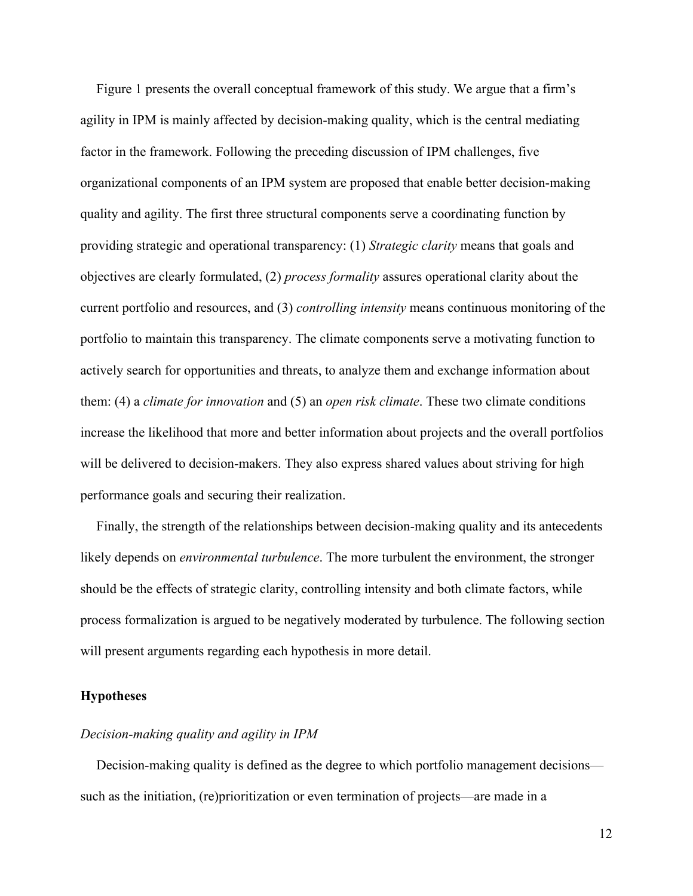Figure 1 presents the overall conceptual framework of this study. We argue that a firm's agility in IPM is mainly affected by decision-making quality, which is the central mediating factor in the framework. Following the preceding discussion of IPM challenges, five organizational components of an IPM system are proposed that enable better decision-making quality and agility. The first three structural components serve a coordinating function by providing strategic and operational transparency: (1) *Strategic clarity* means that goals and objectives are clearly formulated, (2) *process formality* assures operational clarity about the current portfolio and resources, and (3) *controlling intensity* means continuous monitoring of the portfolio to maintain this transparency. The climate components serve a motivating function to actively search for opportunities and threats, to analyze them and exchange information about them: (4) a *climate for innovation* and (5) an *open risk climate*. These two climate conditions increase the likelihood that more and better information about projects and the overall portfolios will be delivered to decision-makers. They also express shared values about striving for high performance goals and securing their realization.

Finally, the strength of the relationships between decision-making quality and its antecedents likely depends on *environmental turbulence*. The more turbulent the environment, the stronger should be the effects of strategic clarity, controlling intensity and both climate factors, while process formalization is argued to be negatively moderated by turbulence. The following section will present arguments regarding each hypothesis in more detail.

## Hypotheses

### *Decision-making quality and agility in IPM*

Decision-making quality is defined as the degree to which portfolio management decisions—such as the initiation, (re)prioritization or even termination of projects—are made in a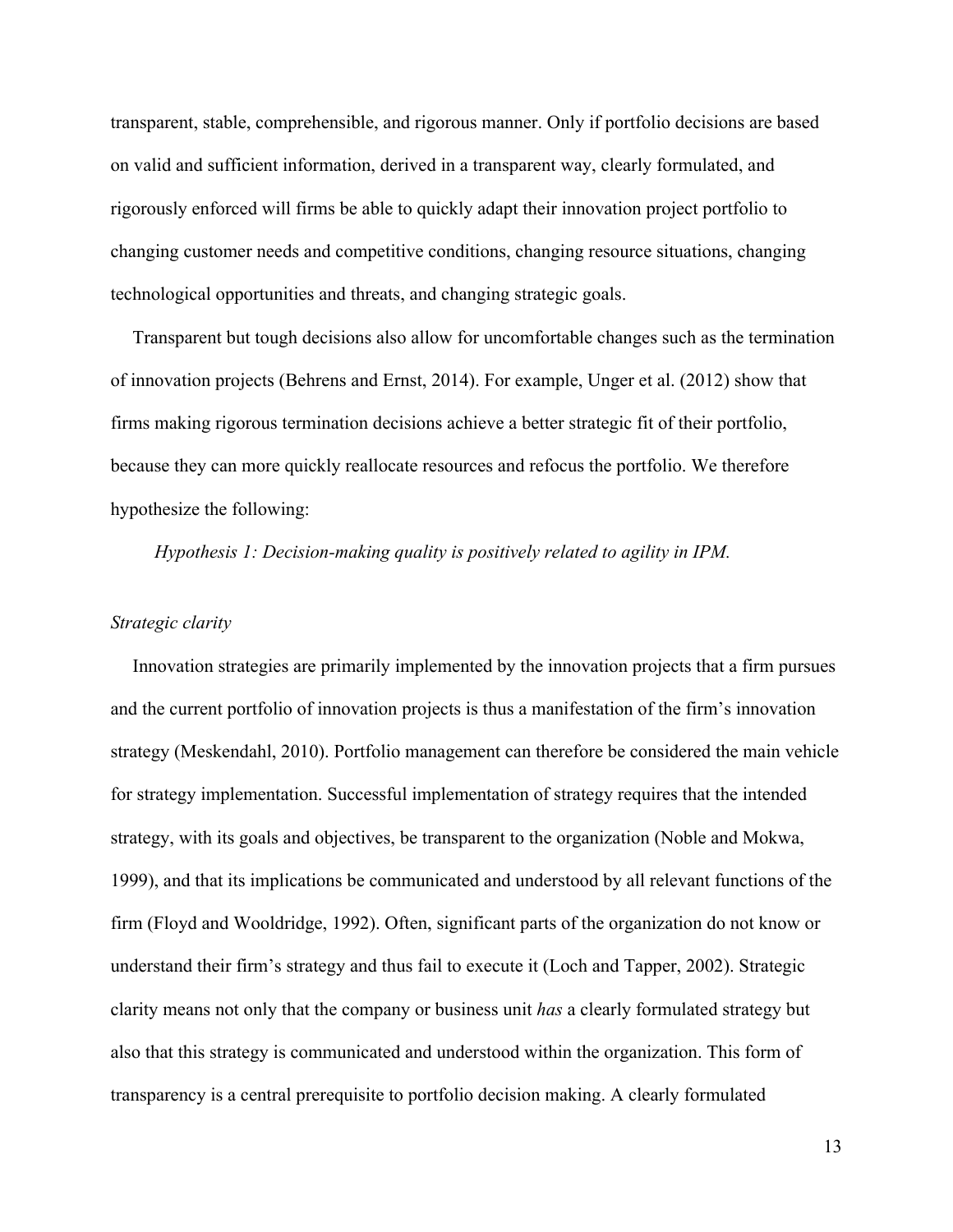transparent, stable, comprehensible, and rigorous manner. Only if portfolio decisions are based on valid and sufficient information, derived in a transparent way, clearly formulated, and rigorously enforced will firms be able to quickly adapt their innovation project portfolio to changing customer needs and competitive conditions, changing resource situations, changing technological opportunities and threats, and changing strategic goals.

Transparent but tough decisions also allow for uncomfortable changes such as the termination of innovation projects (Behrens and Ernst, 2014). For example, Unger et al. (2012) show that firms making rigorous termination decisions achieve a better strategic fit of their portfolio, because they can more quickly reallocate resources and refocus the portfolio. We therefore hypothesize the following:

*Hypothesis 1: Decision-making quality is positively related to agility in IPM.*

*Strategic clarity*

Innovation strategies are primarily implemented by the innovation projects that a firm pursues and the current portfolio of innovation projects is thus a manifestation of the firm's innovation strategy (Meskendahl, 2010). Portfolio management can therefore be considered the main vehicle for strategy implementation. Successful implementation of strategy requires that the intended strategy, with its goals and objectives, be transparent to the organization (Noble and Mokwa, 1999), and that its implications be communicated and understood by all relevant functions of the firm (Floyd and Wooldridge, 1992). Often, significant parts of the organization do not know or understand their firm's strategy and thus fail to execute it (Loch and Tapper, 2002). Strategic clarity means not only that the company or business unit *has* a clearly formulated strategy but also that this strategy is communicated and understood within the organization. This form of transparency is a central prerequisite to portfolio decision making. A clearly formulated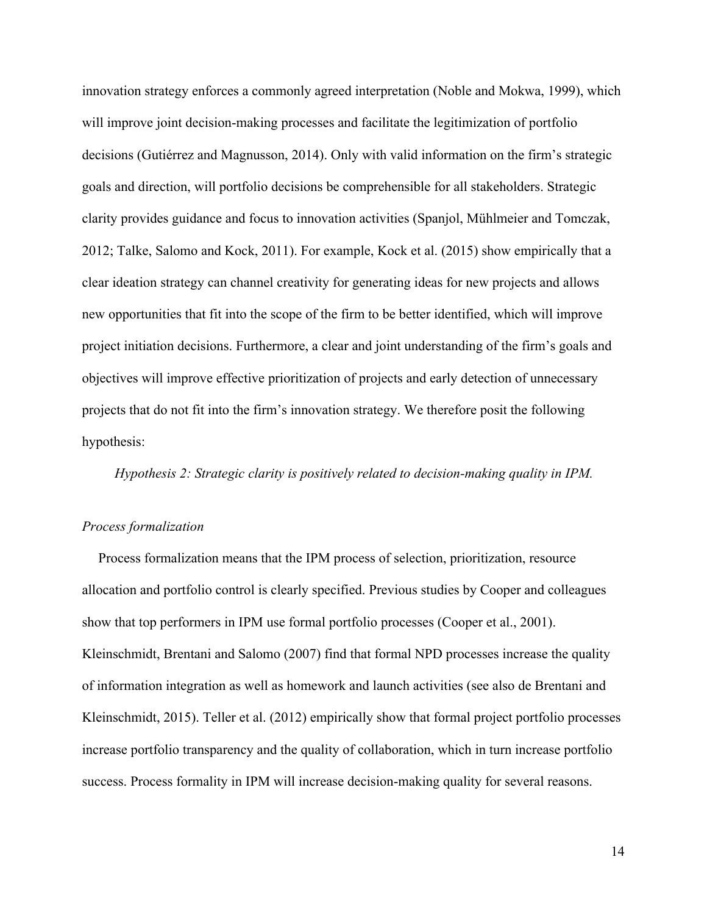innovation strategy enforces a commonly agreed interpretation (Noble and Mokwa, 1999), which will improve joint decision-making processes and facilitate the legitimization of portfolio decisions (Gutiérrez and Magnusson, 2014). Only with valid information on the firm's strategic goals and direction, will portfolio decisions be comprehensible for all stakeholders. Strategic clarity provides guidance and focus to innovation activities (Spanjol, Mühlmeier and Tomczak, 2012; Talke, Salomo and Kock, 2011). For example, Kock et al. (2015) show empirically that a clear ideation strategy can channel creativity for generating ideas for new projects and allows new opportunities that fit into the scope of the firm to be better identified, which will improve project initiation decisions. Furthermore, a clear and joint understanding of the firm's goals and objectives will improve effective prioritization of projects and early detection of unnecessary projects that do not fit into the firm's innovation strategy. We therefore posit the following hypothesis:

*Hypothesis 2: Strategic clarity is positively related to decision-making quality in IPM.*

*Process formalization*

Process formalization means that the IPM process of selection, prioritization, resource allocation and portfolio control is clearly specified. Previous studies by Cooper and colleagues show that top performers in IPM use formal portfolio processes (Cooper et al., 2001). Kleinschmidt, Brentani and Salomo (2007) find that formal NPD processes increase the quality of information integration as well as homework and launch activities (see also de Brentani and Kleinschmidt, 2015). Teller et al. (2012) empirically show that formal project portfolio processes increase portfolio transparency and the quality of collaboration, which in turn increase portfolio success. Process formality in IPM will increase decision-making quality for several reasons.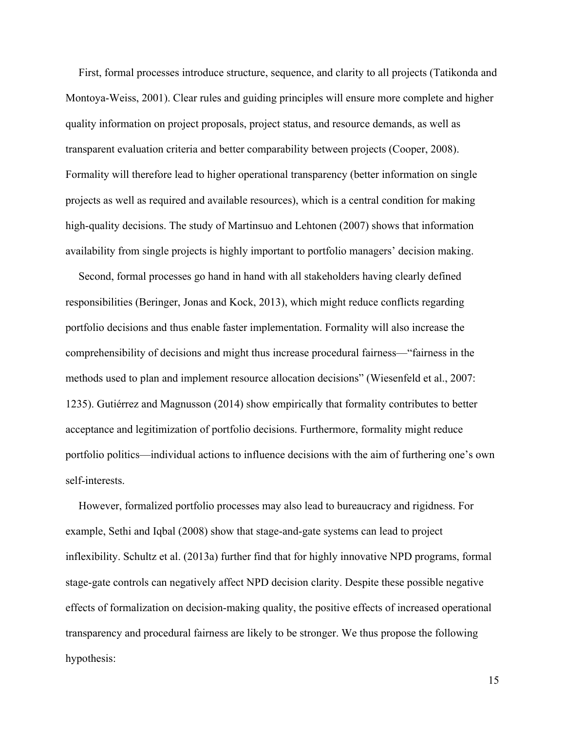First, formal processes introduce structure, sequence, and clarity to all projects (Tatikonda and Montoya-Weiss, 2001). Clear rules and guiding principles will ensure more complete and higher quality information on project proposals, project status, and resource demands, as well as transparent evaluation criteria and better comparability between projects (Cooper, 2008). Formality will therefore lead to higher operational transparency (better information on single projects as well as required and available resources), which is a central condition for making high-quality decisions. The study of Martinsuo and Lehtonen (2007) shows that information availability from single projects is highly important to portfolio managers' decision making.

Second, formal processes go hand in hand with all stakeholders having clearly defined responsibilities (Beringer, Jonas and Kock, 2013), which might reduce conflicts regarding portfolio decisions and thus enable faster implementation. Formality will also increase the comprehensibility of decisions and might thus increase procedural fairness—"fairness in the methods used to plan and implement resource allocation decisions" (Wiesenfeld et al., 2007: 1235). Gutiérrez and Magnusson (2014) show empirically that formality contributes to better acceptance and legitimization of portfolio decisions. Furthermore, formality might reduce portfolio politics—individual actions to influence decisions with the aim of furthering one's own self-interests.

However, formalized portfolio processes may also lead to bureaucracy and rigidness. For example, Sethi and Iqbal (2008) show that stage-and-gate systems can lead to project inflexibility. Schultz et al. (2013a) further find that for highly innovative NPD programs, formal stage-gate controls can negatively affect NPD decision clarity. Despite these possible negative effects of formalization on decision-making quality, the positive effects of increased operational transparency and procedural fairness are likely to be stronger. We thus propose the following hypothesis: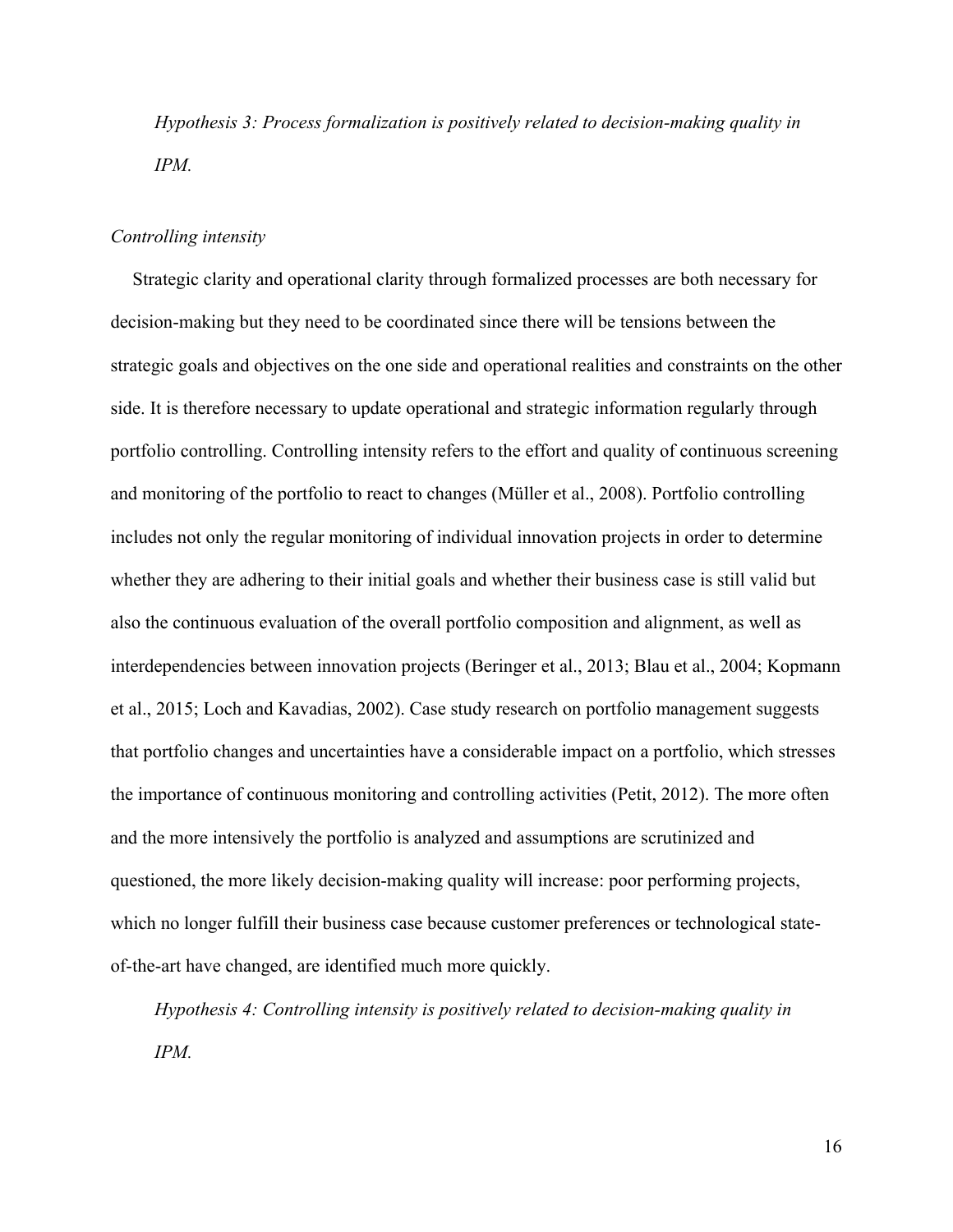*Hypothesis 3: Process formalization is positively related to decision-making quality in IPM.*

*Controlling intensity*

Strategic clarity and operational clarity through formalized processes are both necessary for decision-making but they need to be coordinated since there will be tensions between the strategic goals and objectives on the one side and operational realities and constraints on the other side. It is therefore necessary to update operational and strategic information regularly through portfolio controlling. Controlling intensity refers to the effort and quality of continuous screening and monitoring of the portfolio to react to changes (Müller et al., 2008). Portfolio controlling includes not only the regular monitoring of individual innovation projects in order to determine whether they are adhering to their initial goals and whether their business case is still valid but also the continuous evaluation of the overall portfolio composition and alignment, as well as interdependencies between innovation projects (Beringer et al., 2013; Blau et al., 2004; Kopmann et al., 2015; Loch and Kavadias, 2002). Case study research on portfolio management suggests that portfolio changes and uncertainties have a considerable impact on a portfolio, which stresses the importance of continuous monitoring and controlling activities (Petit, 2012). The more often and the more intensively the portfolio is analyzed and assumptions are scrutinized and questioned, the more likely decision-making quality will increase: poor performing projects, which no longer fulfill their business case because customer preferences or technological state-of-the-art have changed, are identified much more quickly.

*Hypothesis 4: Controlling intensity is positively related to decision-making quality in IPM.*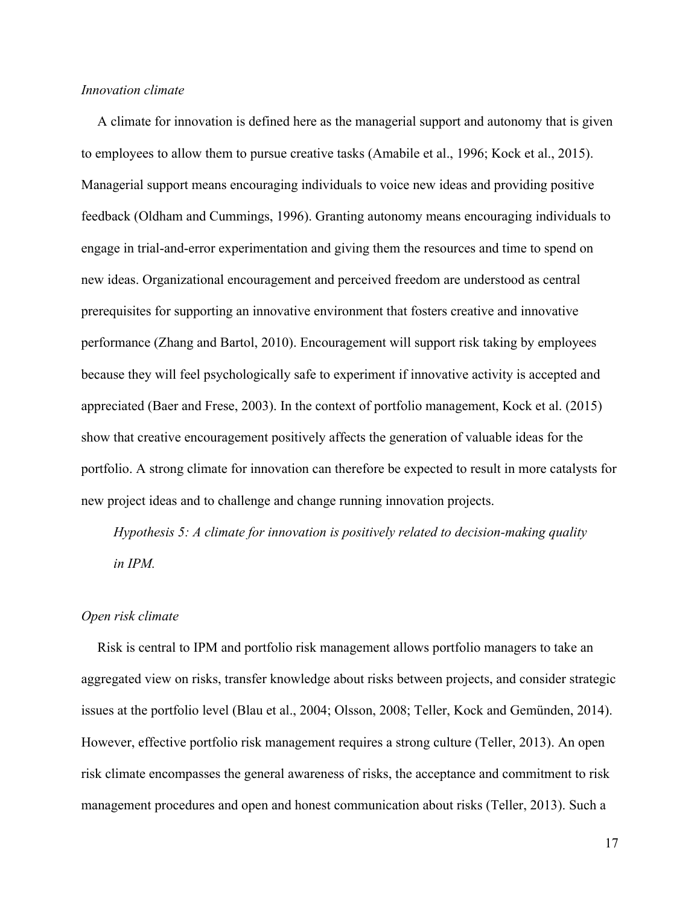*Innovation climate*

A climate for innovation is defined here as the managerial support and autonomy that is given to employees to allow them to pursue creative tasks (Amabile et al., 1996; Kock et al., 2015). Managerial support means encouraging individuals to voice new ideas and providing positive feedback (Oldham and Cummings, 1996). Granting autonomy means encouraging individuals to engage in trial-and-error experimentation and giving them the resources and time to spend on new ideas. Organizational encouragement and perceived freedom are understood as central prerequisites for supporting an innovative environment that fosters creative and innovative performance (Zhang and Bartol, 2010). Encouragement will support risk taking by employees because they will feel psychologically safe to experiment if innovative activity is accepted and appreciated (Baer and Frese, 2003). In the context of portfolio management, Kock et al. (2015) show that creative encouragement positively affects the generation of valuable ideas for the portfolio. A strong climate for innovation can therefore be expected to result in more catalysts for new project ideas and to challenge and change running innovation projects.

*Hypothesis 5: A climate for innovation is positively related to decision-making quality in IPM.*

*Open risk climate*

Risk is central to IPM and portfolio risk management allows portfolio managers to take an aggregated view on risks, transfer knowledge about risks between projects, and consider strategic issues at the portfolio level (Blau et al., 2004; Olsson, 2008; Teller, Kock and Gemünden, 2014). However, effective portfolio risk management requires a strong culture (Teller, 2013). An open risk climate encompasses the general awareness of risks, the acceptance and commitment to risk management procedures and open and honest communication about risks (Teller, 2013). Such a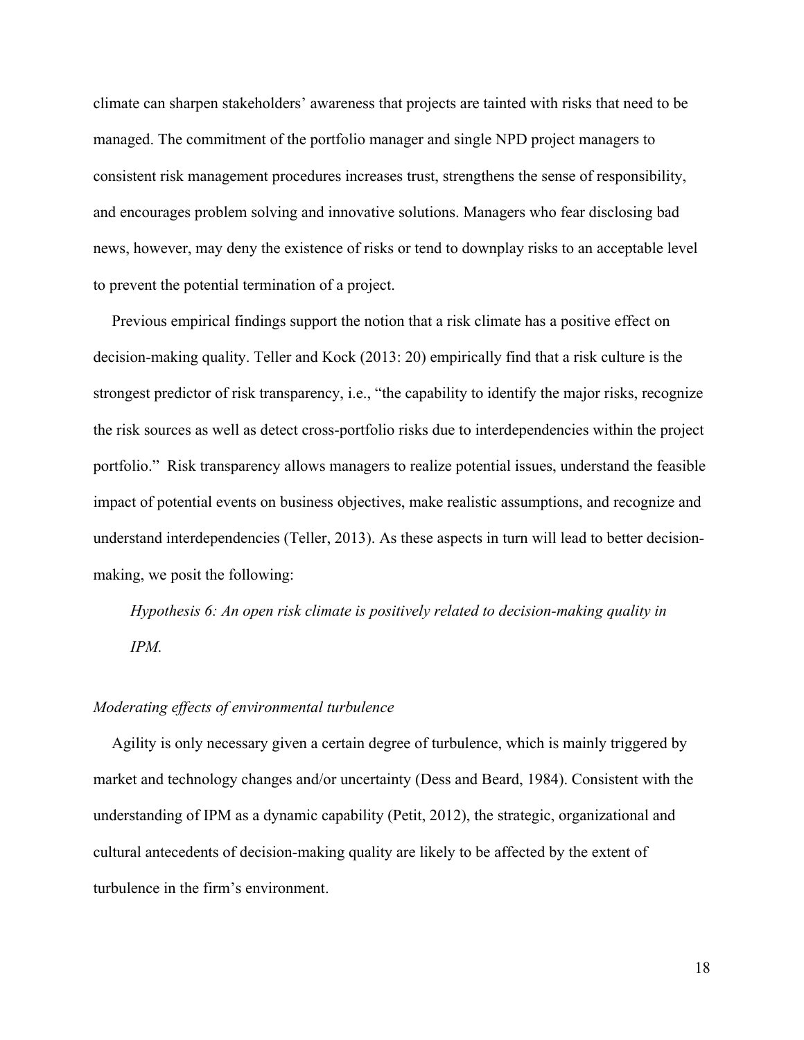climate can sharpen stakeholders' awareness that projects are tainted with risks that need to be managed. The commitment of the portfolio manager and single NPD project managers to consistent risk management procedures increases trust, strengthens the sense of responsibility, and encourages problem solving and innovative solutions. Managers who fear disclosing bad news, however, may deny the existence of risks or tend to downplay risks to an acceptable level to prevent the potential termination of a project.

Previous empirical findings support the notion that a risk climate has a positive effect on decision-making quality. Teller and Kock (2013: 20) empirically find that a risk culture is the strongest predictor of risk transparency, i.e., "the capability to identify the major risks, recognize the risk sources as well as detect cross-portfolio risks due to interdependencies within the project portfolio." Risk transparency allows managers to realize potential issues, understand the feasible impact of potential events on business objectives, make realistic assumptions, and recognize and understand interdependencies (Teller, 2013). As these aspects in turn will lead to better decision-making, we posit the following:

*Hypothesis 6: An open risk climate is positively related to decision-making quality in IPM.*

### *Moderating effects of environmental turbulence*

Agility is only necessary given a certain degree of turbulence, which is mainly triggered by market and technology changes and/or uncertainty (Dess and Beard, 1984). Consistent with the understanding of IPM as a dynamic capability (Petit, 2012), the strategic, organizational and cultural antecedents of decision-making quality are likely to be affected by the extent of turbulence in the firm's environment.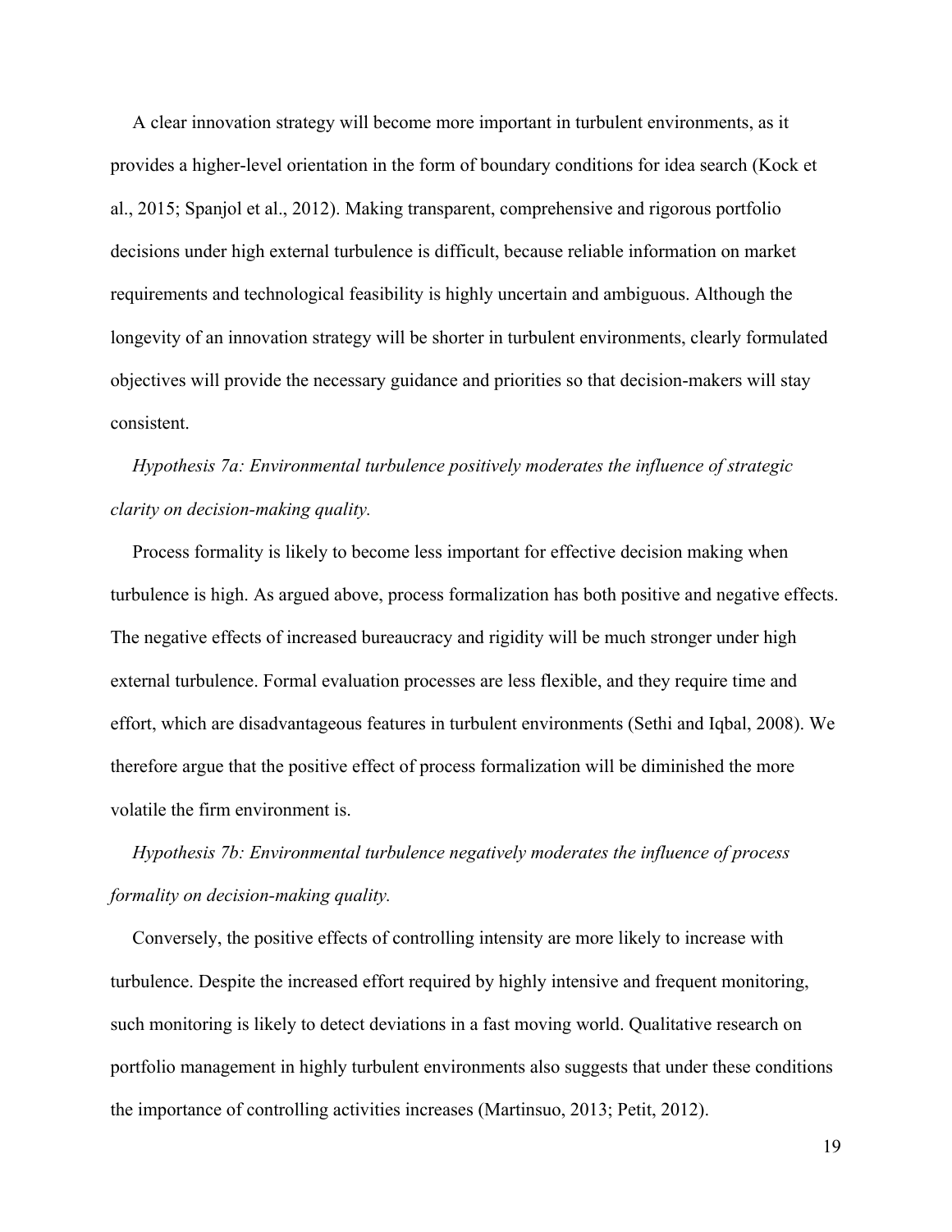A clear innovation strategy will become more important in turbulent environments, as it provides a higher-level orientation in the form of boundary conditions for idea search (Kock et al., 2015; Spanjol et al., 2012). Making transparent, comprehensive and rigorous portfolio decisions under high external turbulence is difficult, because reliable information on market requirements and technological feasibility is highly uncertain and ambiguous. Although the longevity of an innovation strategy will be shorter in turbulent environments, clearly formulated objectives will provide the necessary guidance and priorities so that decision-makers will stay consistent.

*Hypothesis 7a: Environmental turbulence positively moderates the influence of strategic clarity on decision-making quality.*

Process formality is likely to become less important for effective decision making when turbulence is high. As argued above, process formalization has both positive and negative effects. The negative effects of increased bureaucracy and rigidity will be much stronger under high external turbulence. Formal evaluation processes are less flexible, and they require time and effort, which are disadvantageous features in turbulent environments (Sethi and Iqbal, 2008). We therefore argue that the positive effect of process formalization will be diminished the more volatile the firm environment is.

*Hypothesis 7b: Environmental turbulence negatively moderates the influence of process formality on decision-making quality.*

Conversely, the positive effects of controlling intensity are more likely to increase with turbulence. Despite the increased effort required by highly intensive and frequent monitoring, such monitoring is likely to detect deviations in a fast moving world. Qualitative research on portfolio management in highly turbulent environments also suggests that under these conditions the importance of controlling activities increases (Martinsuo, 2013; Petit, 2012).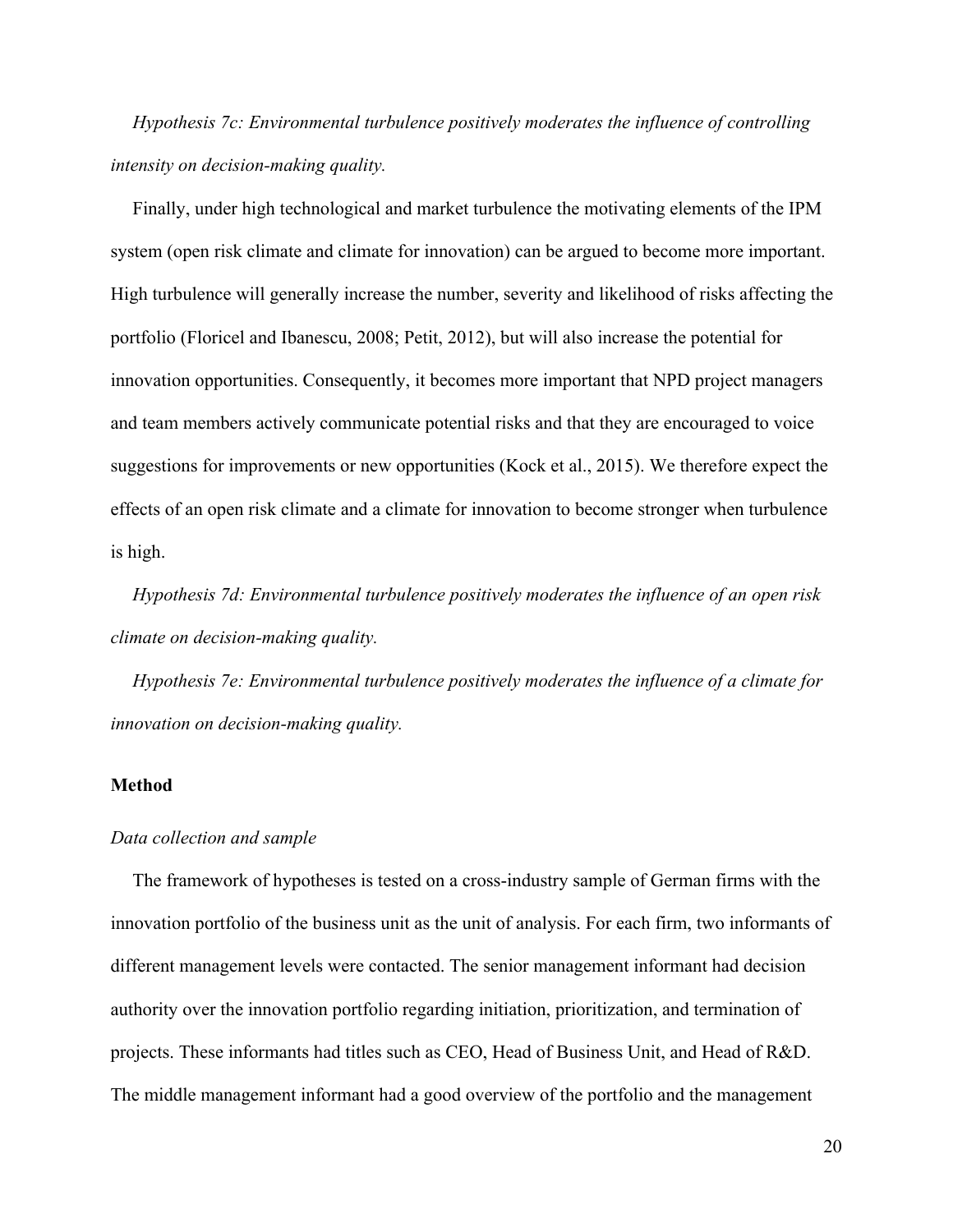*Hypothesis 7c: Environmental turbulence positively moderates the influence of controlling intensity on decision-making quality.*

Finally, under high technological and market turbulence the motivating elements of the IPM system (open risk climate and climate for innovation) can be argued to become more important. High turbulence will generally increase the number, severity and likelihood of risks affecting the portfolio (Floricel and Ibanescu, 2008; Petit, 2012), but will also increase the potential for innovation opportunities. Consequently, it becomes more important that NPD project managers and team members actively communicate potential risks and that they are encouraged to voice suggestions for improvements or new opportunities (Kock et al., 2015). We therefore expect the effects of an open risk climate and a climate for innovation to become stronger when turbulence is high.

*Hypothesis 7d: Environmental turbulence positively moderates the influence of an open risk climate on decision-making quality.*

*Hypothesis 7e: Environmental turbulence positively moderates the influence of a climate for innovation on decision-making quality.*

## Method

### *Data collection and sample*

The framework of hypotheses is tested on a cross-industry sample of German firms with the innovation portfolio of the business unit as the unit of analysis. For each firm, two informants of different management levels were contacted. The senior management informant had decision authority over the innovation portfolio regarding initiation, prioritization, and termination of projects. These informants had titles such as CEO, Head of Business Unit, and Head of R&D. The middle management informant had a good overview of the portfolio and the management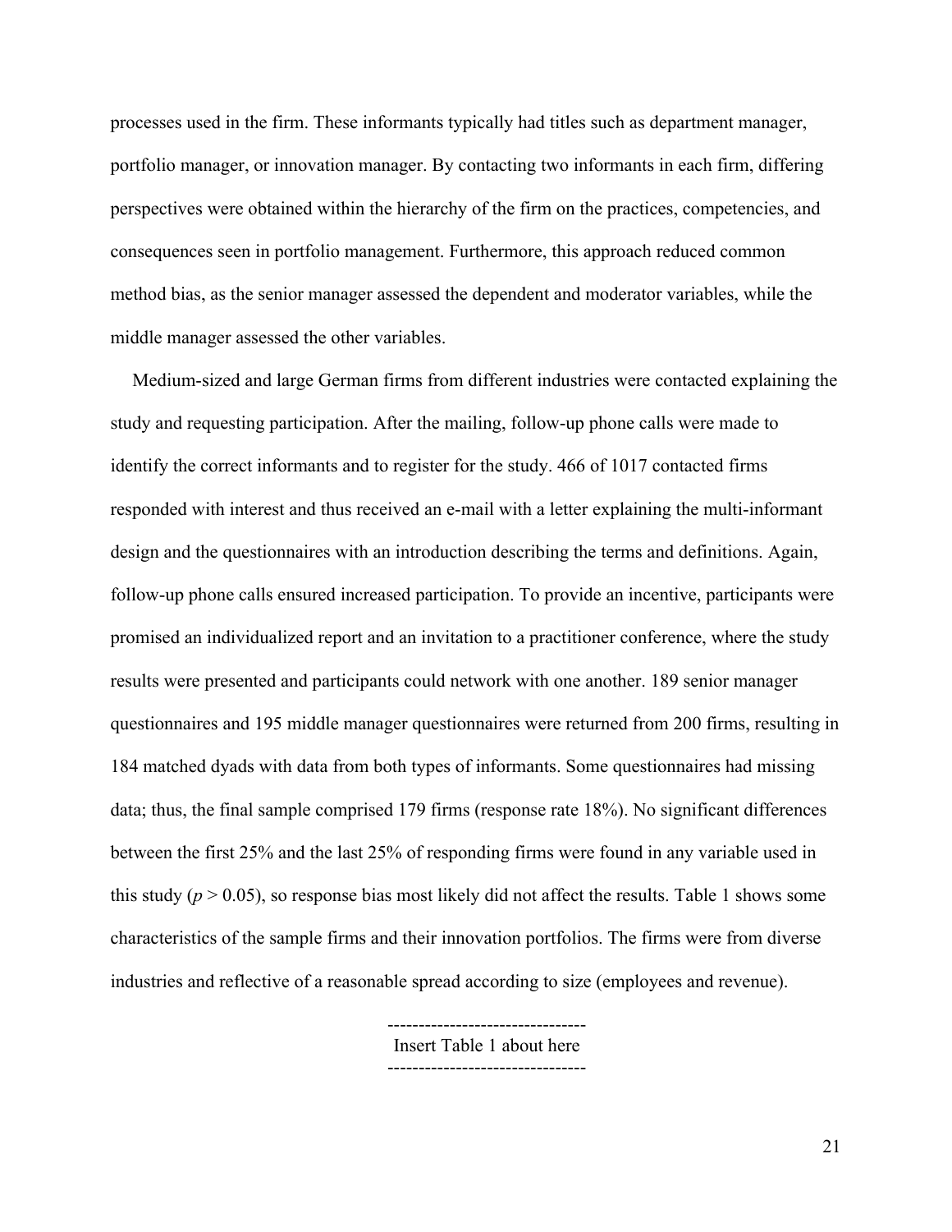processes used in the firm. These informants typically had titles such as department manager, portfolio manager, or innovation manager. By contacting two informants in each firm, differing perspectives were obtained within the hierarchy of the firm on the practices, competencies, and consequences seen in portfolio management. Furthermore, this approach reduced common method bias, as the senior manager assessed the dependent and moderator variables, while the middle manager assessed the other variables.

Medium-sized and large German firms from different industries were contacted explaining the study and requesting participation. After the mailing, follow-up phone calls were made to identify the correct informants and to register for the study. 466 of 1017 contacted firms responded with interest and thus received an e-mail with a letter explaining the multi-informant design and the questionnaires with an introduction describing the terms and definitions. Again, follow-up phone calls ensured increased participation. To provide an incentive, participants were promised an individualized report and an invitation to a practitioner conference, where the study results were presented and participants could network with one another. 189 senior manager questionnaires and 195 middle manager questionnaires were returned from 200 firms, resulting in 184 matched dyads with data from both types of informants. Some questionnaires had missing data; thus, the final sample comprised 179 firms (response rate 18%). No significant differences between the first 25% and the last 25% of responding firms were found in any variable used in this study ($p > 0.05$), so response bias most likely did not affect the results. Table 1 shows some characteristics of the sample firms and their innovation portfolios. The firms were from diverse industries and reflective of a reasonable spread according to size (employees and revenue).

--------------------------------
Insert Table 1 about here
--------------------------------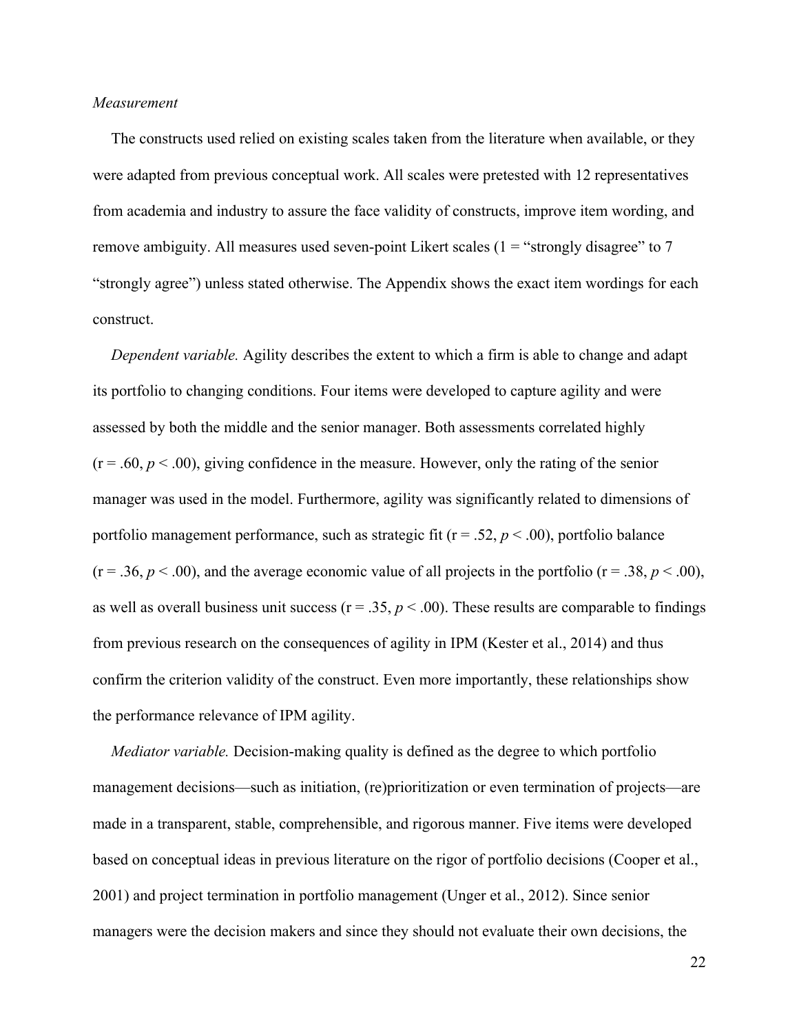*Measurement*

The constructs used relied on existing scales taken from the literature when available, or they were adapted from previous conceptual work. All scales were pretested with 12 representatives from academia and industry to assure the face validity of constructs, improve item wording, and remove ambiguity. All measures used seven-point Likert scales (1 = "strongly disagree" to 7 "strongly agree") unless stated otherwise. The Appendix shows the exact item wordings for each construct.

*Dependent variable.* Agility describes the extent to which a firm is able to change and adapt its portfolio to changing conditions. Four items were developed to capture agility and were assessed by both the middle and the senior manager. Both assessments correlated highly ($r = .60$, $p < .00$), giving confidence in the measure. However, only the rating of the senior manager was used in the model. Furthermore, agility was significantly related to dimensions of portfolio management performance, such as strategic fit ($r = .52$, $p < .00$), portfolio balance ($r = .36$, $p < .00$), and the average economic value of all projects in the portfolio ($r = .38$, $p < .00$), as well as overall business unit success ($r = .35$, $p < .00$). These results are comparable to findings from previous research on the consequences of agility in IPM (Kester et al., 2014) and thus confirm the criterion validity of the construct. Even more importantly, these relationships show the performance relevance of IPM agility.

*Mediator variable.* Decision-making quality is defined as the degree to which portfolio management decisions—such as initiation, (re)prioritization or even termination of projects—are made in a transparent, stable, comprehensible, and rigorous manner. Five items were developed based on conceptual ideas in previous literature on the rigor of portfolio decisions (Cooper et al., 2001) and project termination in portfolio management (Unger et al., 2012). Since senior managers were the decision makers and since they should not evaluate their own decisions, the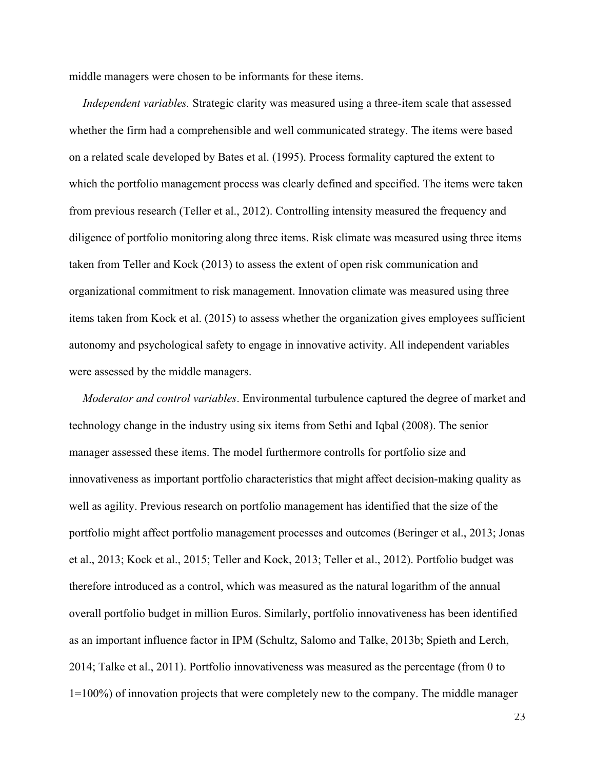middle managers were chosen to be informants for these items.

*Independent variables.* Strategic clarity was measured using a three-item scale that assessed whether the firm had a comprehensible and well communicated strategy. The items were based on a related scale developed by Bates et al. (1995). Process formality captured the extent to which the portfolio management process was clearly defined and specified. The items were taken from previous research (Teller et al., 2012). Controlling intensity measured the frequency and diligence of portfolio monitoring along three items. Risk climate was measured using three items taken from Teller and Kock (2013) to assess the extent of open risk communication and organizational commitment to risk management. Innovation climate was measured using three items taken from Kock et al. (2015) to assess whether the organization gives employees sufficient autonomy and psychological safety to engage in innovative activity. All independent variables were assessed by the middle managers.

*Moderator and control variables*. Environmental turbulence captured the degree of market and technology change in the industry using six items from Sethi and Iqbal (2008). The senior manager assessed these items. The model furthermore controlls for portfolio size and innovativeness as important portfolio characteristics that might affect decision-making quality as well as agility. Previous research on portfolio management has identified that the size of the portfolio might affect portfolio management processes and outcomes (Beringer et al., 2013; Jonas et al., 2013; Kock et al., 2015; Teller and Kock, 2013; Teller et al., 2012). Portfolio budget was therefore introduced as a control, which was measured as the natural logarithm of the annual overall portfolio budget in million Euros. Similarly, portfolio innovativeness has been identified as an important influence factor in IPM (Schultz, Salomo and Talke, 2013b; Spieth and Lerch, 2014; Talke et al., 2011). Portfolio innovativeness was measured as the percentage (from 0 to 1=100%) of innovation projects that were completely new to the company. The middle manager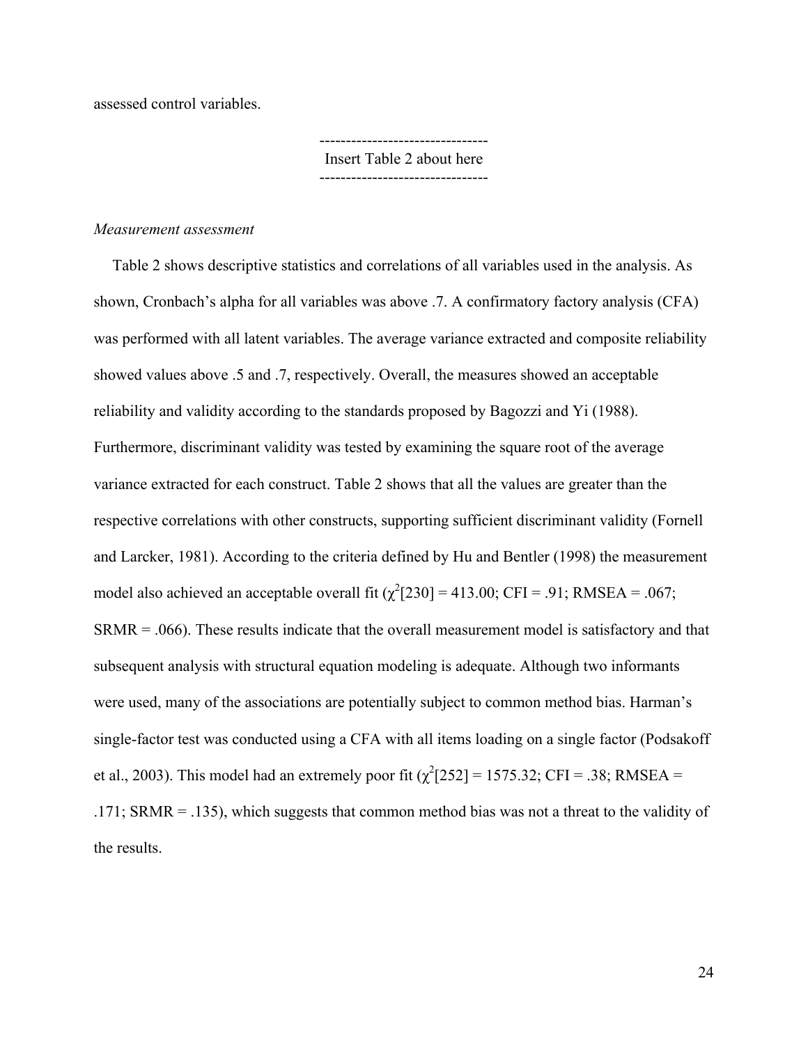assessed control variables.

--------------------------------
Insert Table 2 about here
--------------------------------

*Measurement assessment*

Table 2 shows descriptive statistics and correlations of all variables used in the analysis. As shown, Cronbach's alpha for all variables was above .7. A confirmatory factory analysis (CFA) was performed with all latent variables. The average variance extracted and composite reliability showed values above .5 and .7, respectively. Overall, the measures showed an acceptable reliability and validity according to the standards proposed by Bagozzi and Yi (1988). Furthermore, discriminant validity was tested by examining the square root of the average variance extracted for each construct. Table 2 shows that all the values are greater than the respective correlations with other constructs, supporting sufficient discriminant validity (Fornell and Larcker, 1981). According to the criteria defined by Hu and Bentler (1998) the measurement model also achieved an acceptable overall fit ($\chi^2$[230] = 413.00; CFI = .91; RMSEA = .067; SRMR = .066). These results indicate that the overall measurement model is satisfactory and that subsequent analysis with structural equation modeling is adequate. Although two informants were used, many of the associations are potentially subject to common method bias. Harman's single-factor test was conducted using a CFA with all items loading on a single factor (Podsakoff et al., 2003). This model had an extremely poor fit ($\chi^2$[252] = 1575.32; CFI = .38; RMSEA = .171; SRMR = .135), which suggests that common method bias was not a threat to the validity of the results.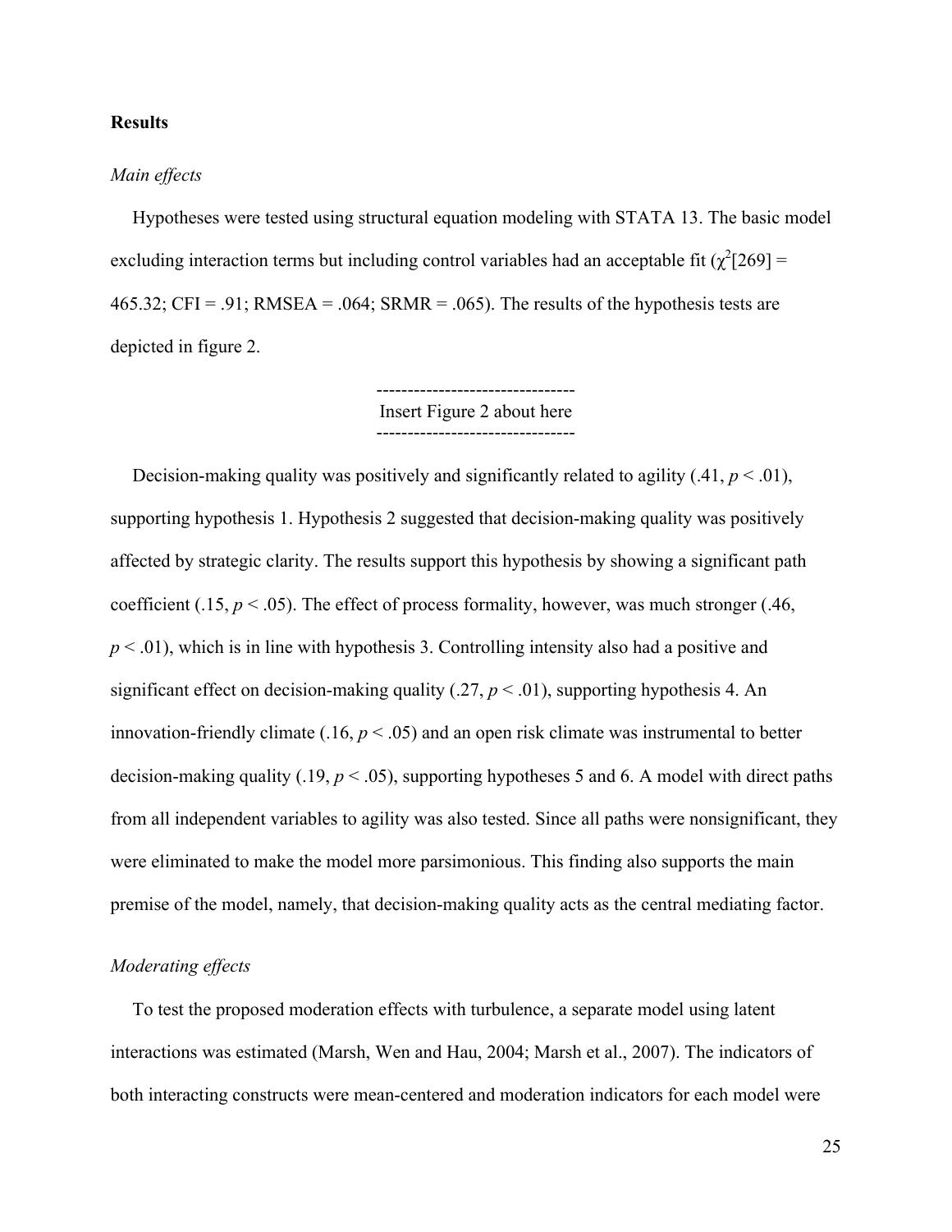**Results**

*Main effects*

Hypotheses were tested using structural equation modeling with STATA 13. The basic model excluding interaction terms but including control variables had an acceptable fit ($\chi^2$[269] = 465.32; CFI = .91; RMSEA = .064; SRMR = .065). The results of the hypothesis tests are depicted in figure 2.

--------------------------------
Insert Figure 2 about here
--------------------------------

Decision-making quality was positively and significantly related to agility (.41, $p < .01$), supporting hypothesis 1. Hypothesis 2 suggested that decision-making quality was positively affected by strategic clarity. The results support this hypothesis by showing a significant path coefficient (.15, $p < .05$). The effect of process formality, however, was much stronger (.46, $p < .01$), which is in line with hypothesis 3. Controlling intensity also had a positive and significant effect on decision-making quality (.27, $p < .01$), supporting hypothesis 4. An innovation-friendly climate (.16, $p < .05$) and an open risk climate was instrumental to better decision-making quality (.19, $p < .05$), supporting hypotheses 5 and 6. A model with direct paths from all independent variables to agility was also tested. Since all paths were nonsignificant, they were eliminated to make the model more parsimonious. This finding also supports the main premise of the model, namely, that decision-making quality acts as the central mediating factor.

*Moderating effects*

To test the proposed moderation effects with turbulence, a separate model using latent interactions was estimated (Marsh, Wen and Hau, 2004; Marsh et al., 2007). The indicators of both interacting constructs were mean-centered and moderation indicators for each model were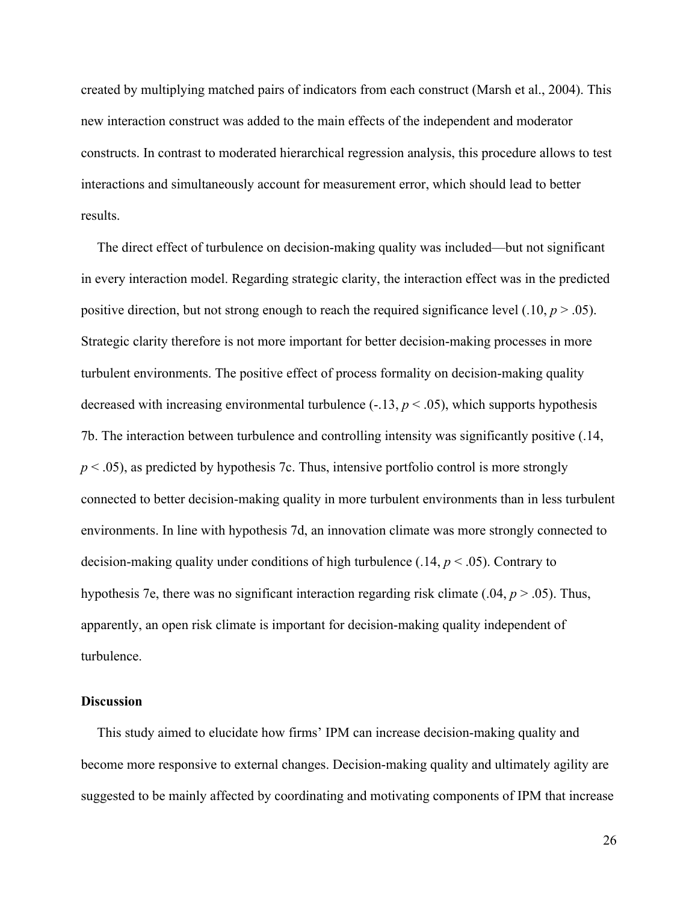created by multiplying matched pairs of indicators from each construct (Marsh et al., 2004). This new interaction construct was added to the main effects of the independent and moderator constructs. In contrast to moderated hierarchical regression analysis, this procedure allows to test interactions and simultaneously account for measurement error, which should lead to better results.

The direct effect of turbulence on decision-making quality was included—but not significant in every interaction model. Regarding strategic clarity, the interaction effect was in the predicted positive direction, but not strong enough to reach the required significance level (.10, $p > .05$). Strategic clarity therefore is not more important for better decision-making processes in more turbulent environments. The positive effect of process formality on decision-making quality decreased with increasing environmental turbulence (-.13, $p < .05$), which supports hypothesis 7b. The interaction between turbulence and controlling intensity was significantly positive (.14, $p < .05$), as predicted by hypothesis 7c. Thus, intensive portfolio control is more strongly connected to better decision-making quality in more turbulent environments than in less turbulent environments. In line with hypothesis 7d, an innovation climate was more strongly connected to decision-making quality under conditions of high turbulence (.14, $p < .05$). Contrary to hypothesis 7e, there was no significant interaction regarding risk climate (.04, $p > .05$). Thus, apparently, an open risk climate is important for decision-making quality independent of turbulence.

## Discussion

This study aimed to elucidate how firms' IPM can increase decision-making quality and become more responsive to external changes. Decision-making quality and ultimately agility are suggested to be mainly affected by coordinating and motivating components of IPM that increase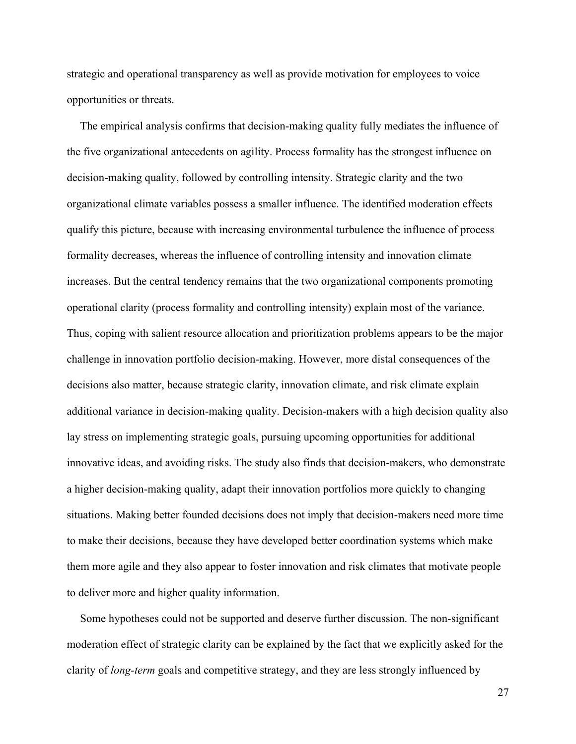strategic and operational transparency as well as provide motivation for employees to voice opportunities or threats.

The empirical analysis confirms that decision-making quality fully mediates the influence of the five organizational antecedents on agility. Process formality has the strongest influence on decision-making quality, followed by controlling intensity. Strategic clarity and the two organizational climate variables possess a smaller influence. The identified moderation effects qualify this picture, because with increasing environmental turbulence the influence of process formality decreases, whereas the influence of controlling intensity and innovation climate increases. But the central tendency remains that the two organizational components promoting operational clarity (process formality and controlling intensity) explain most of the variance. Thus, coping with salient resource allocation and prioritization problems appears to be the major challenge in innovation portfolio decision-making. However, more distal consequences of the decisions also matter, because strategic clarity, innovation climate, and risk climate explain additional variance in decision-making quality. Decision-makers with a high decision quality also lay stress on implementing strategic goals, pursuing upcoming opportunities for additional innovative ideas, and avoiding risks. The study also finds that decision-makers, who demonstrate a higher decision-making quality, adapt their innovation portfolios more quickly to changing situations. Making better founded decisions does not imply that decision-makers need more time to make their decisions, because they have developed better coordination systems which make them more agile and they also appear to foster innovation and risk climates that motivate people to deliver more and higher quality information.

Some hypotheses could not be supported and deserve further discussion. The non-significant moderation effect of strategic clarity can be explained by the fact that we explicitly asked for the clarity of *long-term* goals and competitive strategy, and they are less strongly influenced by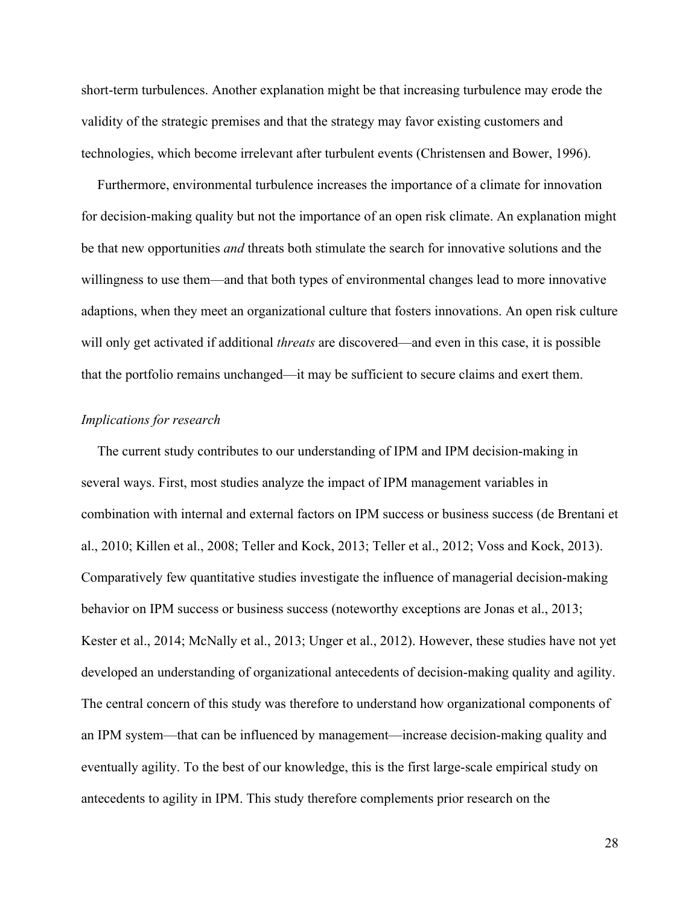short-term turbulences. Another explanation might be that increasing turbulence may erode the validity of the strategic premises and that the strategy may favor existing customers and technologies, which become irrelevant after turbulent events (Christensen and Bower, 1996).

Furthermore, environmental turbulence increases the importance of a climate for innovation for decision-making quality but not the importance of an open risk climate. An explanation might be that new opportunities *and* threats both stimulate the search for innovative solutions and the willingness to use them—and that both types of environmental changes lead to more innovative adaptions, when they meet an organizational culture that fosters innovations. An open risk culture will only get activated if additional *threats* are discovered—and even in this case, it is possible that the portfolio remains unchanged—it may be sufficient to secure claims and exert them.

*Implications for research*

The current study contributes to our understanding of IPM and IPM decision-making in several ways. First, most studies analyze the impact of IPM management variables in combination with internal and external factors on IPM success or business success (de Brentani et al., 2010; Killen et al., 2008; Teller and Kock, 2013; Teller et al., 2012; Voss and Kock, 2013). Comparatively few quantitative studies investigate the influence of managerial decision-making behavior on IPM success or business success (noteworthy exceptions are Jonas et al., 2013; Kester et al., 2014; McNally et al., 2013; Unger et al., 2012). However, these studies have not yet developed an understanding of organizational antecedents of decision-making quality and agility. The central concern of this study was therefore to understand how organizational components of an IPM system—that can be influenced by management—increase decision-making quality and eventually agility. To the best of our knowledge, this is the first large-scale empirical study on antecedents to agility in IPM. This study therefore complements prior research on the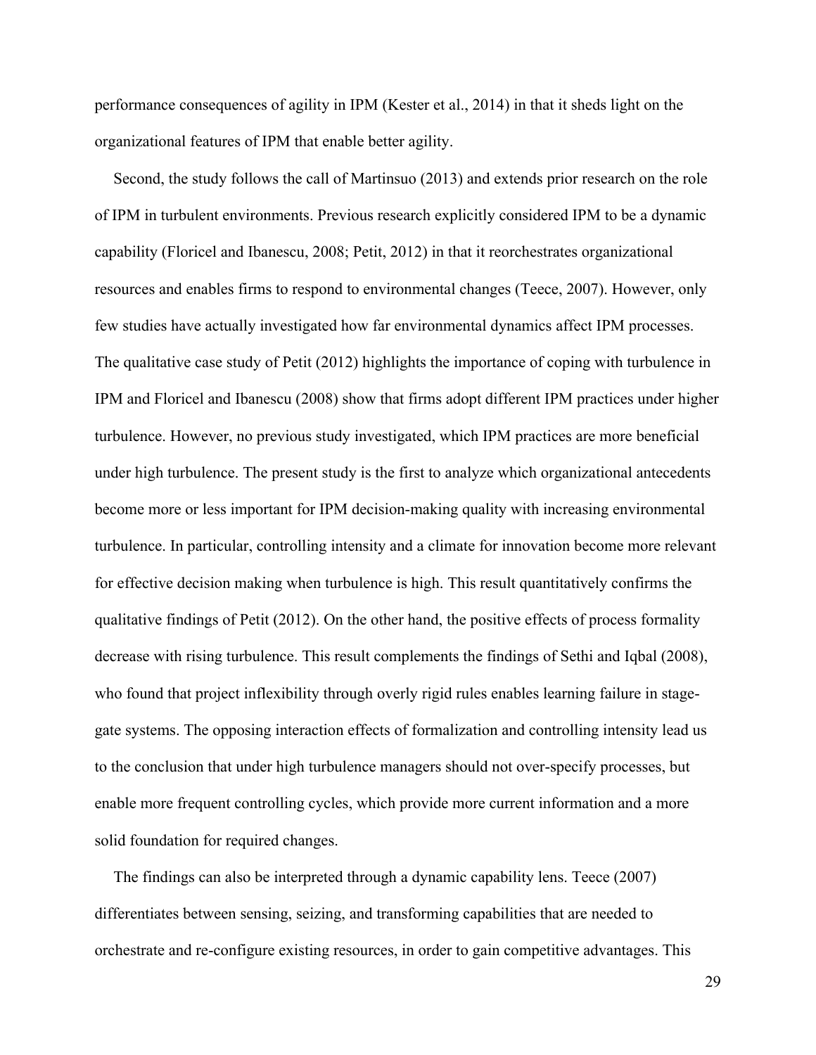performance consequences of agility in IPM (Kester et al., 2014) in that it sheds light on the organizational features of IPM that enable better agility.

Second, the study follows the call of Martinsuo (2013) and extends prior research on the role of IPM in turbulent environments. Previous research explicitly considered IPM to be a dynamic capability (Floricel and Ibanescu, 2008; Petit, 2012) in that it reorchestrates organizational resources and enables firms to respond to environmental changes (Teece, 2007). However, only few studies have actually investigated how far environmental dynamics affect IPM processes. The qualitative case study of Petit (2012) highlights the importance of coping with turbulence in IPM and Floricel and Ibanescu (2008) show that firms adopt different IPM practices under higher turbulence. However, no previous study investigated, which IPM practices are more beneficial under high turbulence. The present study is the first to analyze which organizational antecedents become more or less important for IPM decision-making quality with increasing environmental turbulence. In particular, controlling intensity and a climate for innovation become more relevant for effective decision making when turbulence is high. This result quantitatively confirms the qualitative findings of Petit (2012). On the other hand, the positive effects of process formality decrease with rising turbulence. This result complements the findings of Sethi and Iqbal (2008), who found that project inflexibility through overly rigid rules enables learning failure in stage-gate systems. The opposing interaction effects of formalization and controlling intensity lead us to the conclusion that under high turbulence managers should not over-specify processes, but enable more frequent controlling cycles, which provide more current information and a more solid foundation for required changes.

The findings can also be interpreted through a dynamic capability lens. Teece (2007) differentiates between sensing, seizing, and transforming capabilities that are needed to orchestrate and re-configure existing resources, in order to gain competitive advantages. This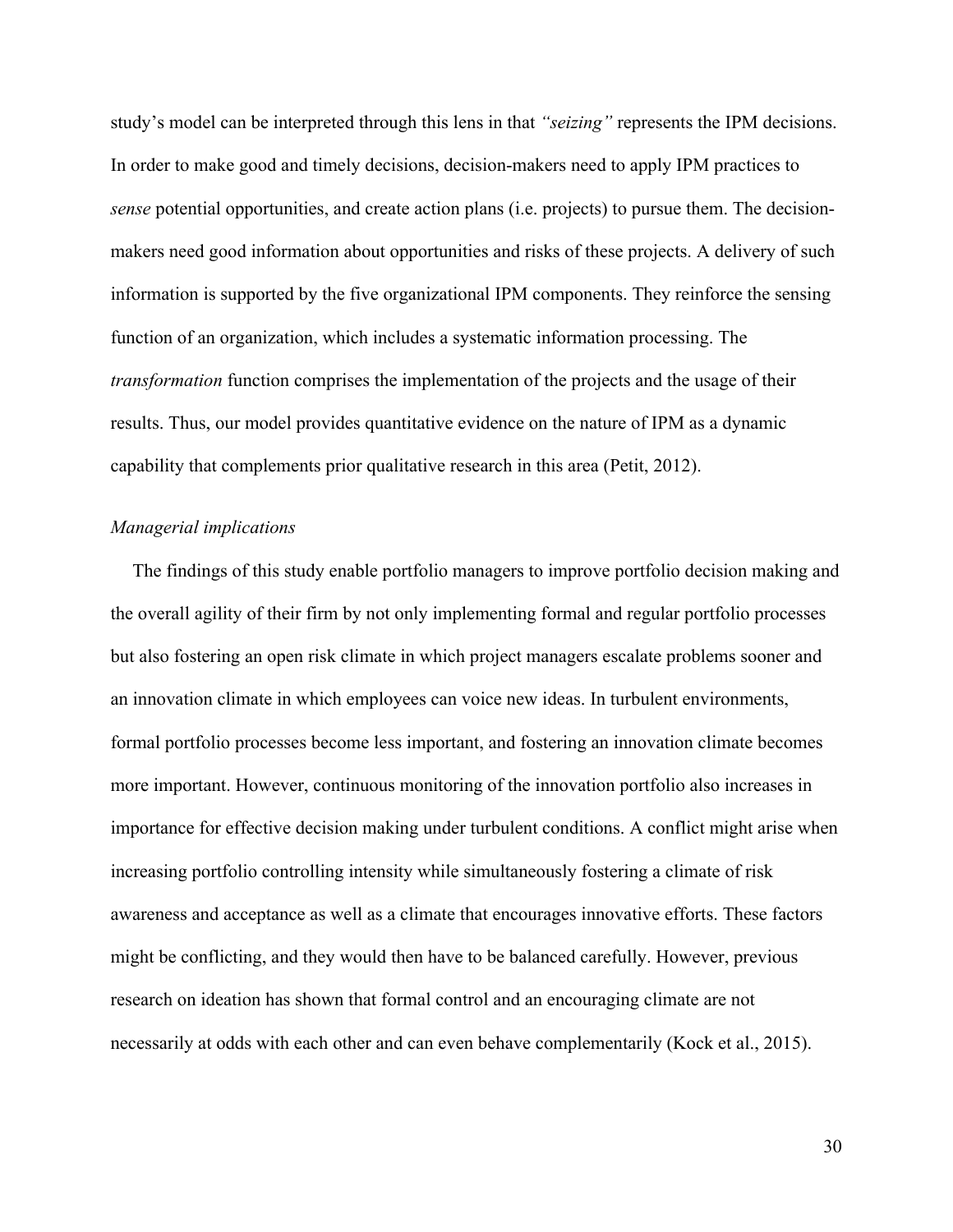study's model can be interpreted through this lens in that *"seizing"* represents the IPM decisions. In order to make good and timely decisions, decision-makers need to apply IPM practices to *sense* potential opportunities, and create action plans (i.e. projects) to pursue them. The decision-makers need good information about opportunities and risks of these projects. A delivery of such information is supported by the five organizational IPM components. They reinforce the sensing function of an organization, which includes a systematic information processing. The *transformation* function comprises the implementation of the projects and the usage of their results. Thus, our model provides quantitative evidence on the nature of IPM as a dynamic capability that complements prior qualitative research in this area (Petit, 2012).

*Managerial implications*

The findings of this study enable portfolio managers to improve portfolio decision making and the overall agility of their firm by not only implementing formal and regular portfolio processes but also fostering an open risk climate in which project managers escalate problems sooner and an innovation climate in which employees can voice new ideas. In turbulent environments, formal portfolio processes become less important, and fostering an innovation climate becomes more important. However, continuous monitoring of the innovation portfolio also increases in importance for effective decision making under turbulent conditions. A conflict might arise when increasing portfolio controlling intensity while simultaneously fostering a climate of risk awareness and acceptance as well as a climate that encourages innovative efforts. These factors might be conflicting, and they would then have to be balanced carefully. However, previous research on ideation has shown that formal control and an encouraging climate are not necessarily at odds with each other and can even behave complementarily (Kock et al., 2015).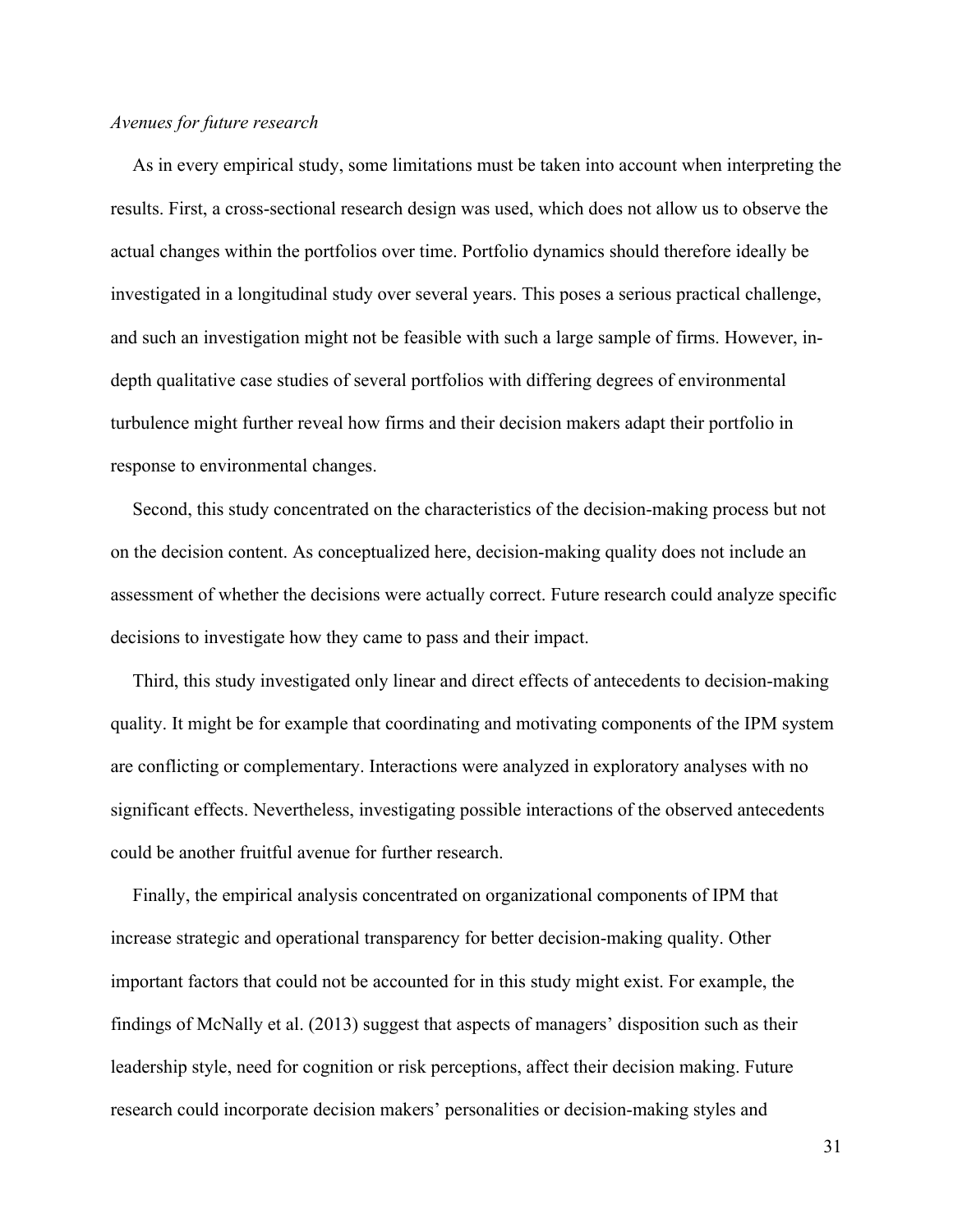*Avenues for future research*

As in every empirical study, some limitations must be taken into account when interpreting the results. First, a cross-sectional research design was used, which does not allow us to observe the actual changes within the portfolios over time. Portfolio dynamics should therefore ideally be investigated in a longitudinal study over several years. This poses a serious practical challenge, and such an investigation might not be feasible with such a large sample of firms. However, in-depth qualitative case studies of several portfolios with differing degrees of environmental turbulence might further reveal how firms and their decision makers adapt their portfolio in response to environmental changes.

Second, this study concentrated on the characteristics of the decision-making process but not on the decision content. As conceptualized here, decision-making quality does not include an assessment of whether the decisions were actually correct. Future research could analyze specific decisions to investigate how they came to pass and their impact.

Third, this study investigated only linear and direct effects of antecedents to decision-making quality. It might be for example that coordinating and motivating components of the IPM system are conflicting or complementary. Interactions were analyzed in exploratory analyses with no significant effects. Nevertheless, investigating possible interactions of the observed antecedents could be another fruitful avenue for further research.

Finally, the empirical analysis concentrated on organizational components of IPM that increase strategic and operational transparency for better decision-making quality. Other important factors that could not be accounted for in this study might exist. For example, the findings of McNally et al. (2013) suggest that aspects of managers' disposition such as their leadership style, need for cognition or risk perceptions, affect their decision making. Future research could incorporate decision makers' personalities or decision-making styles and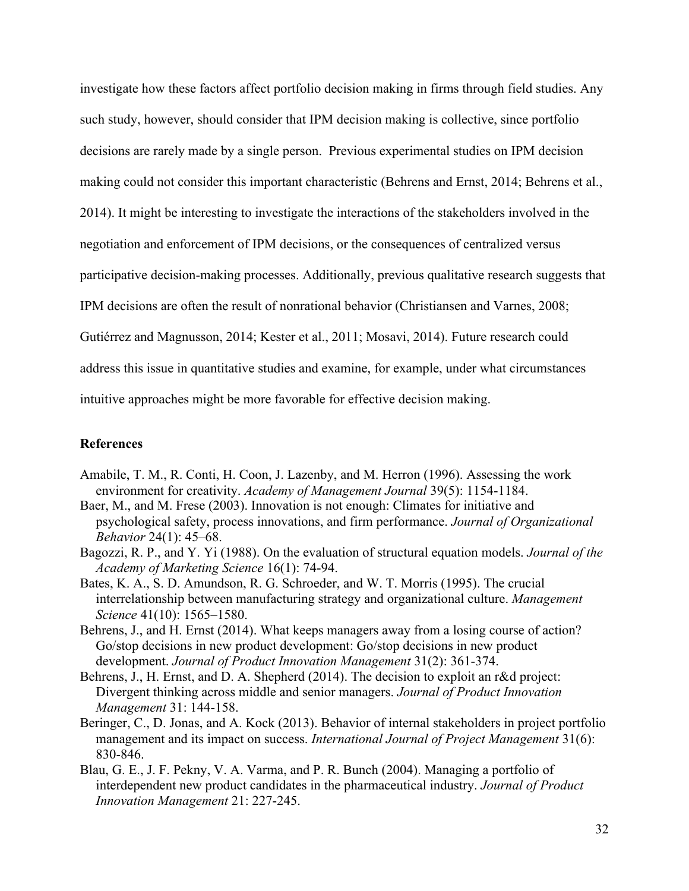investigate how these factors affect portfolio decision making in firms through field studies. Any such study, however, should consider that IPM decision making is collective, since portfolio decisions are rarely made by a single person. Previous experimental studies on IPM decision making could not consider this important characteristic (Behrens and Ernst, 2014; Behrens et al., 2014). It might be interesting to investigate the interactions of the stakeholders involved in the negotiation and enforcement of IPM decisions, or the consequences of centralized versus participative decision-making processes. Additionally, previous qualitative research suggests that IPM decisions are often the result of nonrational behavior (Christiansen and Varnes, 2008; Gutiérrez and Magnusson, 2014; Kester et al., 2011; Mosavi, 2014). Future research could address this issue in quantitative studies and examine, for example, under what circumstances intuitive approaches might be more favorable for effective decision making.

## References

Amabile, T. M., R. Conti, H. Coon, J. Lazenby, and M. Herron (1996). Assessing the work environment for creativity. *Academy of Management Journal* 39(5): 1154-1184.

Baer, M., and M. Frese (2003). Innovation is not enough: Climates for initiative and psychological safety, process innovations, and firm performance. *Journal of Organizational Behavior* 24(1): 45–68.

Bagozzi, R. P., and Y. Yi (1988). On the evaluation of structural equation models. *Journal of the Academy of Marketing Science* 16(1): 74-94.

Bates, K. A., S. D. Amundson, R. G. Schroeder, and W. T. Morris (1995). The crucial interrelationship between manufacturing strategy and organizational culture. *Management Science* 41(10): 1565–1580.

Behrens, J., and H. Ernst (2014). What keeps managers away from a losing course of action? Go/stop decisions in new product development: Go/stop decisions in new product development. *Journal of Product Innovation Management* 31(2): 361-374.

Behrens, J., H. Ernst, and D. A. Shepherd (2014). The decision to exploit an r&d project: Divergent thinking across middle and senior managers. *Journal of Product Innovation Management* 31: 144-158.

Beringer, C., D. Jonas, and A. Kock (2013). Behavior of internal stakeholders in project portfolio management and its impact on success. *International Journal of Project Management* 31(6): 830-846.

Blau, G. E., J. F. Pekny, V. A. Varma, and P. R. Bunch (2004). Managing a portfolio of interdependent new product candidates in the pharmaceutical industry. *Journal of Product Innovation Management* 21: 227-245.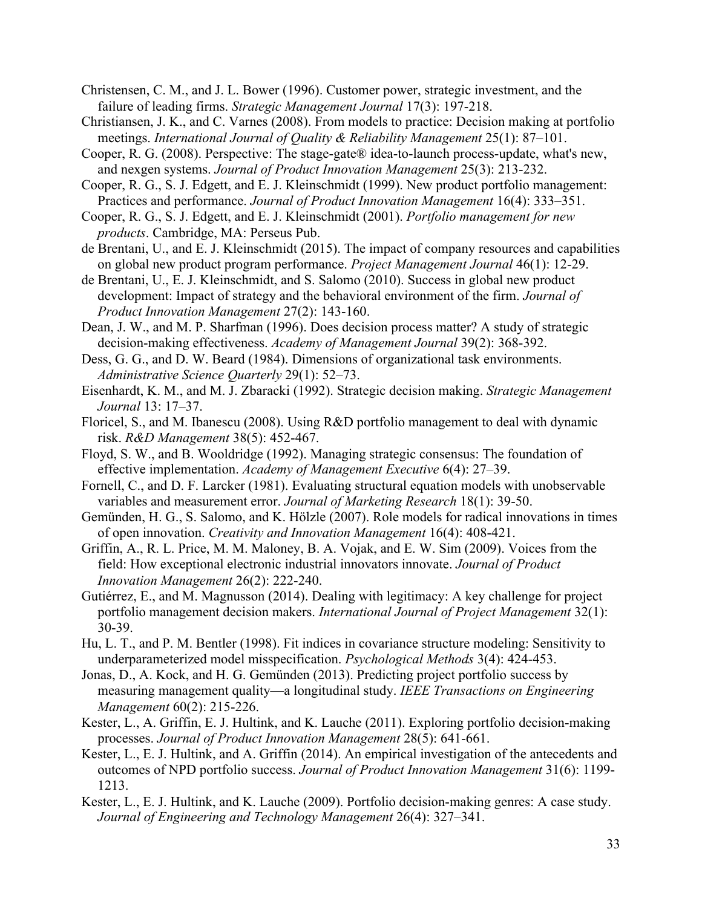Christensen, C. M., and J. L. Bower (1996). Customer power, strategic investment, and the failure of leading firms. *Strategic Management Journal* 17(3): 197-218.

Christiansen, J. K., and C. Varnes (2008). From models to practice: Decision making at portfolio meetings. *International Journal of Quality & Reliability Management* 25(1): 87–101.

Cooper, R. G. (2008). Perspective: The stage-gate® idea-to-launch process-update, what's new, and nexgen systems. *Journal of Product Innovation Management* 25(3): 213-232.

Cooper, R. G., S. J. Edgett, and E. J. Kleinschmidt (1999). New product portfolio management: Practices and performance. *Journal of Product Innovation Management* 16(4): 333–351.

Cooper, R. G., S. J. Edgett, and E. J. Kleinschmidt (2001). *Portfolio management for new products*. Cambridge, MA: Perseus Pub.

de Brentani, U., and E. J. Kleinschmidt (2015). The impact of company resources and capabilities on global new product program performance. *Project Management Journal* 46(1): 12-29.

de Brentani, U., E. J. Kleinschmidt, and S. Salomo (2010). Success in global new product development: Impact of strategy and the behavioral environment of the firm. *Journal of Product Innovation Management* 27(2): 143-160.

Dean, J. W., and M. P. Sharfman (1996). Does decision process matter? A study of strategic decision-making effectiveness. *Academy of Management Journal* 39(2): 368-392.

Dess, G. G., and D. W. Beard (1984). Dimensions of organizational task environments. *Administrative Science Quarterly* 29(1): 52–73.

Eisenhardt, K. M., and M. J. Zbaracki (1992). Strategic decision making. *Strategic Management Journal* 13: 17–37.

Floricel, S., and M. Ibanescu (2008). Using R&D portfolio management to deal with dynamic risk. *R&D Management* 38(5): 452-467.

Floyd, S. W., and B. Wooldridge (1992). Managing strategic consensus: The foundation of effective implementation. *Academy of Management Executive* 6(4): 27–39.

Fornell, C., and D. F. Larcker (1981). Evaluating structural equation models with unobservable variables and measurement error. *Journal of Marketing Research* 18(1): 39-50.

Gemünden, H. G., S. Salomo, and K. Hölzle (2007). Role models for radical innovations in times of open innovation. *Creativity and Innovation Management* 16(4): 408-421.

Griffin, A., R. L. Price, M. M. Maloney, B. A. Vojak, and E. W. Sim (2009). Voices from the field: How exceptional electronic industrial innovators innovate. *Journal of Product Innovation Management* 26(2): 222-240.

Gutiérrez, E., and M. Magnusson (2014). Dealing with legitimacy: A key challenge for project portfolio management decision makers. *International Journal of Project Management* 32(1): 30-39.

Hu, L. T., and P. M. Bentler (1998). Fit indices in covariance structure modeling: Sensitivity to underparameterized model misspecification. *Psychological Methods* 3(4): 424-453.

Jonas, D., A. Kock, and H. G. Gemünden (2013). Predicting project portfolio success by measuring management quality—a longitudinal study. *IEEE Transactions on Engineering Management* 60(2): 215-226.

Kester, L., A. Griffin, E. J. Hultink, and K. Lauche (2011). Exploring portfolio decision-making processes. *Journal of Product Innovation Management* 28(5): 641-661.

Kester, L., E. J. Hultink, and A. Griffin (2014). An empirical investigation of the antecedents and outcomes of NPD portfolio success. *Journal of Product Innovation Management* 31(6): 1199-1213.

Kester, L., E. J. Hultink, and K. Lauche (2009). Portfolio decision-making genres: A case study. *Journal of Engineering and Technology Management* 26(4): 327–341.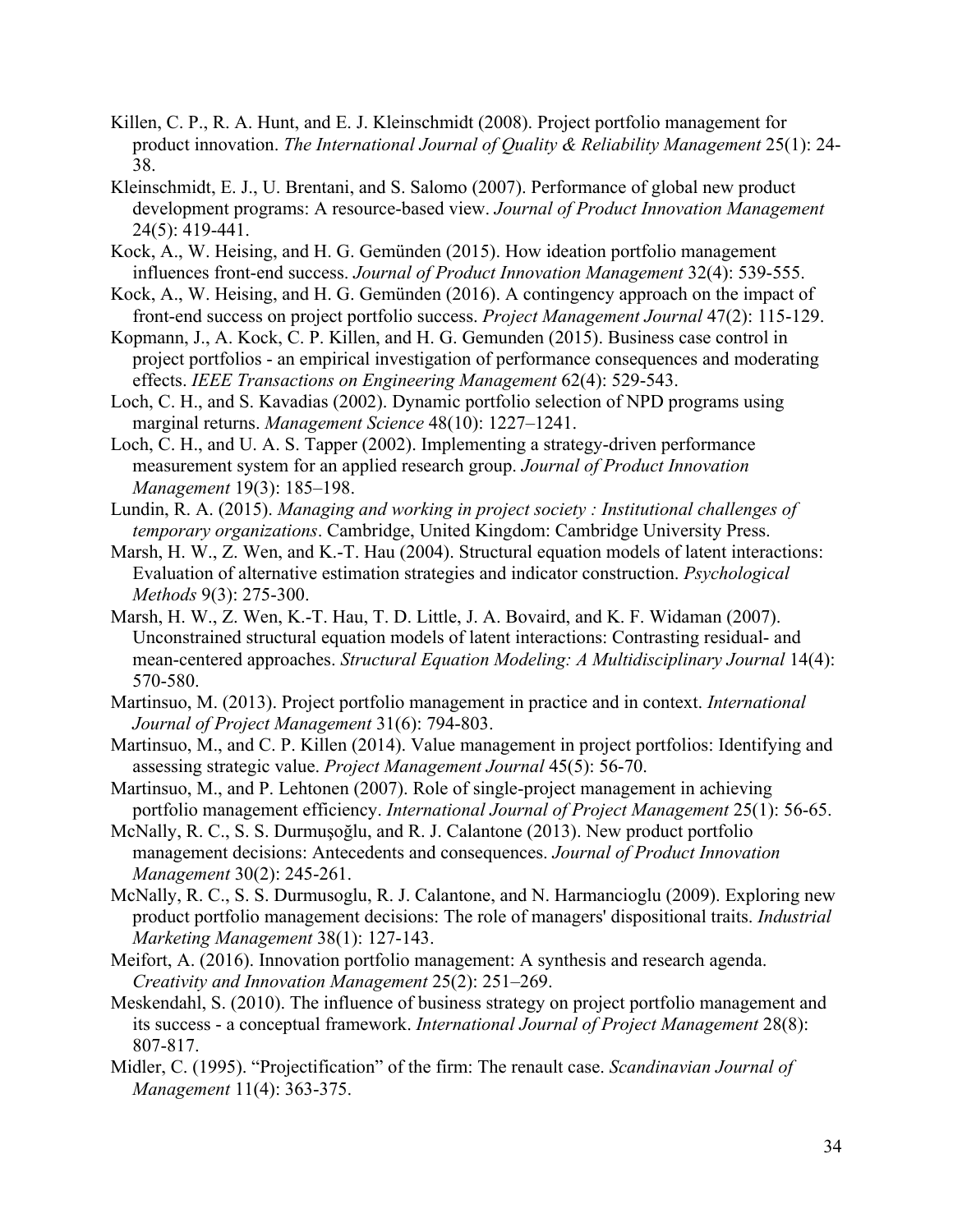Killen, C. P., R. A. Hunt, and E. J. Kleinschmidt (2008). Project portfolio management for product innovation. *The International Journal of Quality & Reliability Management* 25(1): 24-38.

Kleinschmidt, E. J., U. Brentani, and S. Salomo (2007). Performance of global new product development programs: A resource-based view. *Journal of Product Innovation Management* 24(5): 419-441.

Kock, A., W. Heising, and H. G. Gemünden (2015). How ideation portfolio management influences front-end success. *Journal of Product Innovation Management* 32(4): 539-555.

Kock, A., W. Heising, and H. G. Gemünden (2016). A contingency approach on the impact of front-end success on project portfolio success. *Project Management Journal* 47(2): 115-129.

Kopmann, J., A. Kock, C. P. Killen, and H. G. Gemunden (2015). Business case control in project portfolios - an empirical investigation of performance consequences and moderating effects. *IEEE Transactions on Engineering Management* 62(4): 529-543.

Loch, C. H., and S. Kavadias (2002). Dynamic portfolio selection of NPD programs using marginal returns. *Management Science* 48(10): 1227–1241.

Loch, C. H., and U. A. S. Tapper (2002). Implementing a strategy-driven performance measurement system for an applied research group. *Journal of Product Innovation Management* 19(3): 185–198.

Lundin, R. A. (2015). *Managing and working in project society : Institutional challenges of temporary organizations*. Cambridge, United Kingdom: Cambridge University Press.

Marsh, H. W., Z. Wen, and K.-T. Hau (2004). Structural equation models of latent interactions: Evaluation of alternative estimation strategies and indicator construction. *Psychological Methods* 9(3): 275-300.

Marsh, H. W., Z. Wen, K.-T. Hau, T. D. Little, J. A. Bovaird, and K. F. Widaman (2007). Unconstrained structural equation models of latent interactions: Contrasting residual- and mean-centered approaches. *Structural Equation Modeling: A Multidisciplinary Journal* 14(4): 570-580.

Martinsuo, M. (2013). Project portfolio management in practice and in context. *International Journal of Project Management* 31(6): 794-803.

Martinsuo, M., and C. P. Killen (2014). Value management in project portfolios: Identifying and assessing strategic value. *Project Management Journal* 45(5): 56-70.

Martinsuo, M., and P. Lehtonen (2007). Role of single-project management in achieving portfolio management efficiency. *International Journal of Project Management* 25(1): 56-65.

McNally, R. C., S. S. Durmuşoğlu, and R. J. Calantone (2013). New product portfolio management decisions: Antecedents and consequences. *Journal of Product Innovation Management* 30(2): 245-261.

McNally, R. C., S. S. Durmusoglu, R. J. Calantone, and N. Harmancioglu (2009). Exploring new product portfolio management decisions: The role of managers' dispositional traits. *Industrial Marketing Management* 38(1): 127-143.

Meifort, A. (2016). Innovation portfolio management: A synthesis and research agenda. *Creativity and Innovation Management* 25(2): 251–269.

Meskendahl, S. (2010). The influence of business strategy on project portfolio management and its success - a conceptual framework. *International Journal of Project Management* 28(8): 807-817.

Midler, C. (1995). "Projectification" of the firm: The renault case. *Scandinavian Journal of Management* 11(4): 363-375.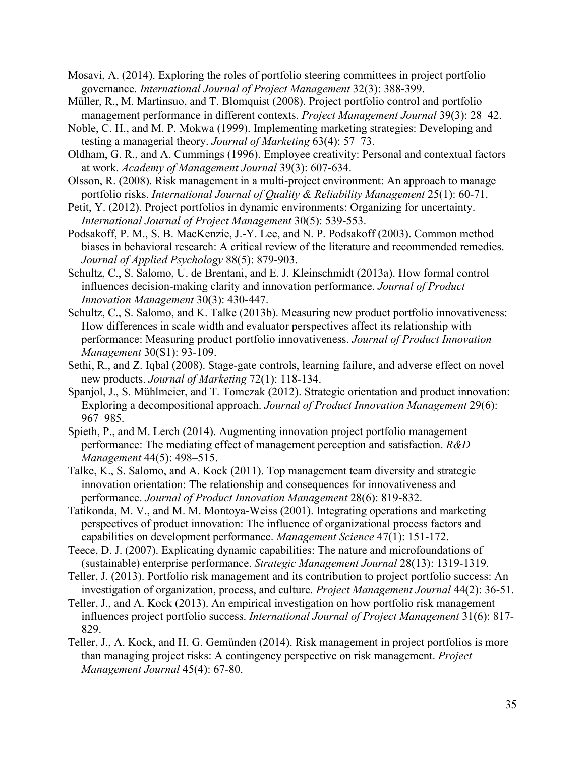Mosavi, A. (2014). Exploring the roles of portfolio steering committees in project portfolio governance. *International Journal of Project Management* 32(3): 388-399.

Müller, R., M. Martinsuo, and T. Blomquist (2008). Project portfolio control and portfolio management performance in different contexts. *Project Management Journal* 39(3): 28–42.

Noble, C. H., and M. P. Mokwa (1999). Implementing marketing strategies: Developing and testing a managerial theory. *Journal of Marketing* 63(4): 57–73.

Oldham, G. R., and A. Cummings (1996). Employee creativity: Personal and contextual factors at work. *Academy of Management Journal* 39(3): 607-634.

Olsson, R. (2008). Risk management in a multi-project environment: An approach to manage portfolio risks. *International Journal of Quality & Reliability Management* 25(1): 60-71.

Petit, Y. (2012). Project portfolios in dynamic environments: Organizing for uncertainty. *International Journal of Project Management* 30(5): 539-553.

Podsakoff, P. M., S. B. MacKenzie, J.-Y. Lee, and N. P. Podsakoff (2003). Common method biases in behavioral research: A critical review of the literature and recommended remedies. *Journal of Applied Psychology* 88(5): 879-903.

Schultz, C., S. Salomo, U. de Brentani, and E. J. Kleinschmidt (2013a). How formal control influences decision-making clarity and innovation performance. *Journal of Product Innovation Management* 30(3): 430-447.

Schultz, C., S. Salomo, and K. Talke (2013b). Measuring new product portfolio innovativeness: How differences in scale width and evaluator perspectives affect its relationship with performance: Measuring product portfolio innovativeness. *Journal of Product Innovation Management* 30(S1): 93-109.

Sethi, R., and Z. Iqbal (2008). Stage-gate controls, learning failure, and adverse effect on novel new products. *Journal of Marketing* 72(1): 118-134.

Spanjol, J., S. Mühlmeier, and T. Tomczak (2012). Strategic orientation and product innovation: Exploring a decompositional approach. *Journal of Product Innovation Management* 29(6): 967–985.

Spieth, P., and M. Lerch (2014). Augmenting innovation project portfolio management performance: The mediating effect of management perception and satisfaction. *R&D Management* 44(5): 498–515.

Talke, K., S. Salomo, and A. Kock (2011). Top management team diversity and strategic innovation orientation: The relationship and consequences for innovativeness and performance. *Journal of Product Innovation Management* 28(6): 819-832.

Tatikonda, M. V., and M. M. Montoya-Weiss (2001). Integrating operations and marketing perspectives of product innovation: The influence of organizational process factors and capabilities on development performance. *Management Science* 47(1): 151-172.

Teece, D. J. (2007). Explicating dynamic capabilities: The nature and microfoundations of (sustainable) enterprise performance. *Strategic Management Journal* 28(13): 1319-1319.

Teller, J. (2013). Portfolio risk management and its contribution to project portfolio success: An investigation of organization, process, and culture. *Project Management Journal* 44(2): 36-51.

Teller, J., and A. Kock (2013). An empirical investigation on how portfolio risk management influences project portfolio success. *International Journal of Project Management* 31(6): 817-829.

Teller, J., A. Kock, and H. G. Gemünden (2014). Risk management in project portfolios is more than managing project risks: A contingency perspective on risk management. *Project Management Journal* 45(4): 67-80.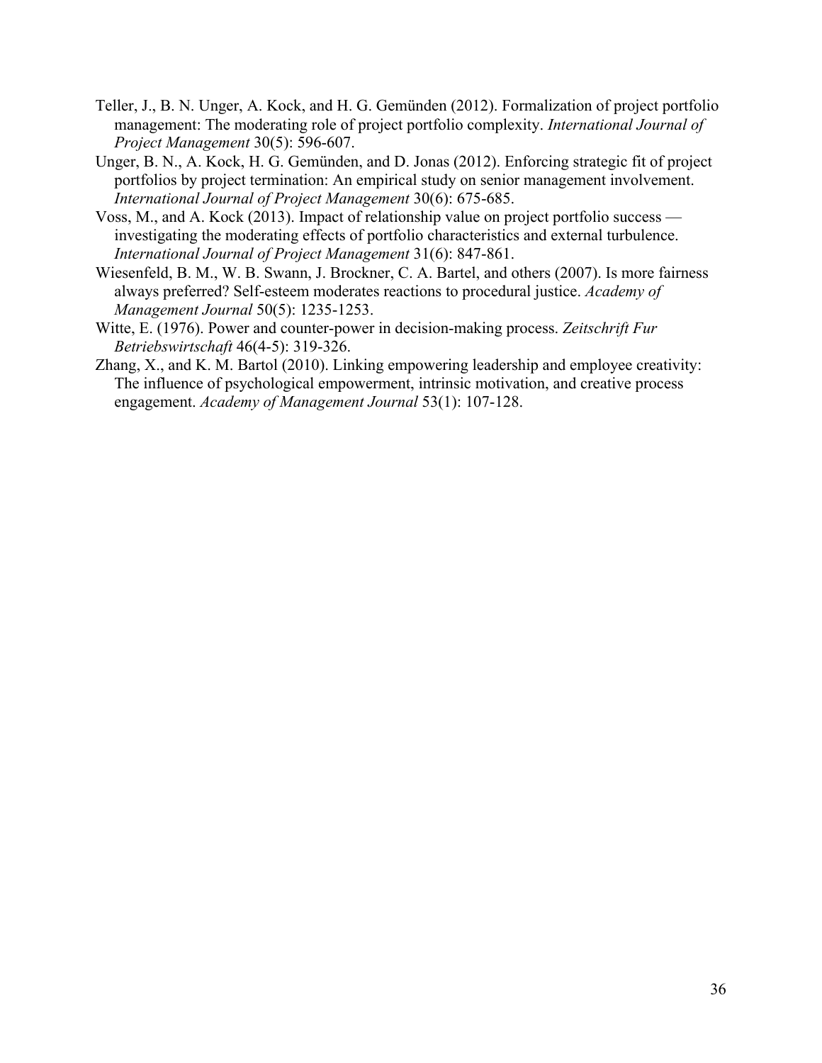Teller, J., B. N. Unger, A. Kock, and H. G. Gemünden (2012). Formalization of project portfolio management: The moderating role of project portfolio complexity. *International Journal of Project Management* 30(5): 596-607.

Unger, B. N., A. Kock, H. G. Gemünden, and D. Jonas (2012). Enforcing strategic fit of project portfolios by project termination: An empirical study on senior management involvement. *International Journal of Project Management* 30(6): 675-685.

Voss, M., and A. Kock (2013). Impact of relationship value on project portfolio success — investigating the moderating effects of portfolio characteristics and external turbulence. *International Journal of Project Management* 31(6): 847-861.

Wiesenfeld, B. M., W. B. Swann, J. Brockner, C. A. Bartel, and others (2007). Is more fairness always preferred? Self-esteem moderates reactions to procedural justice. *Academy of Management Journal* 50(5): 1235-1253.

Witte, E. (1976). Power and counter-power in decision-making process. *Zeitschrift Fur Betriebswirtschaft* 46(4-5): 319-326.

Zhang, X., and K. M. Bartol (2010). Linking empowering leadership and employee creativity: The influence of psychological empowerment, intrinsic motivation, and creative process engagement. *Academy of Management Journal* 53(1): 107-128.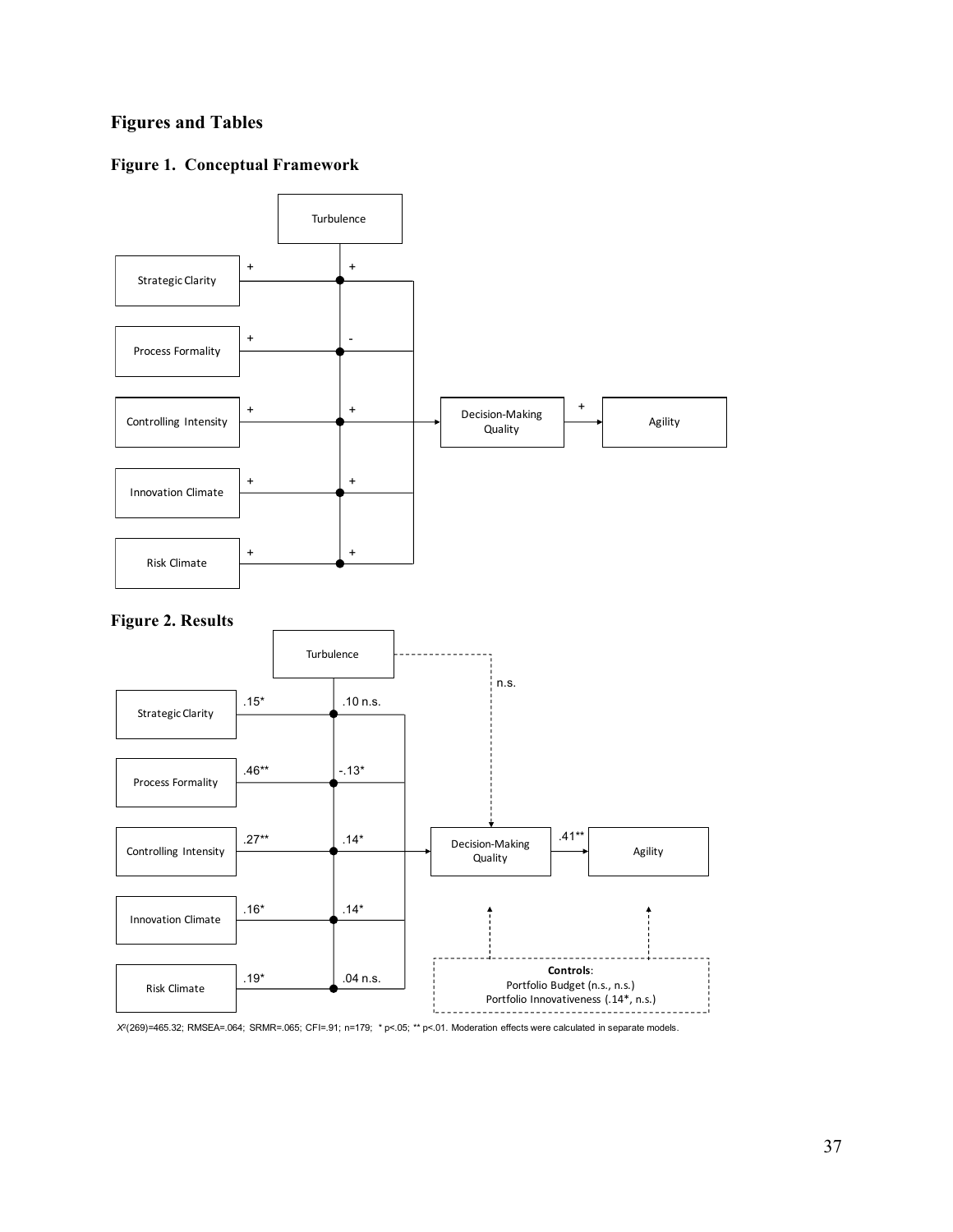## Figures and Tables

### Figure 1. Conceptual Framework

Turbulence

Strategic Clarity + +

Process Formality + -

Controlling Intensity + +

Innovation Climate + +

Risk Climate + +

Decision-Making Quality + Agility

### Figure 2. Results

Turbulence — n.s.

Strategic Clarity .15* .10 n.s.

Process Formality .46** -.13*

Controlling Intensity .27** .14*

Innovation Climate .16* .14*

Risk Climate .19* .04 n.s.

Decision-Making Quality .41** Agility

**Controls**:
Portfolio Budget (n.s., n.s.)
Portfolio Innovativeness (.14*, n.s.)

$X^2(269)=465.32$; RMSEA=.064; SRMR=.065; CFI=.91; n=179; * $p<.05$; ** $p<.01$. Moderation effects were calculated in separate models.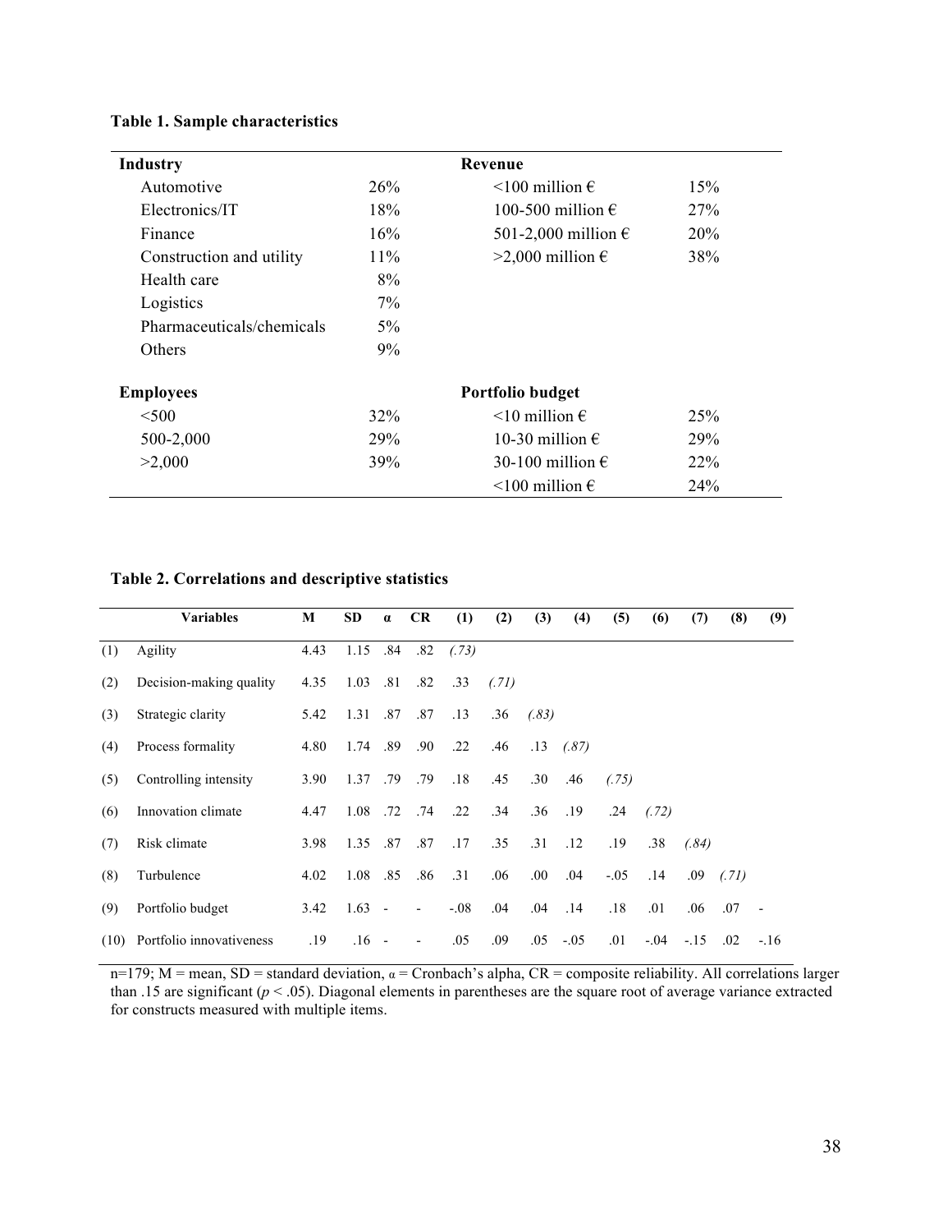**Table 1. Sample characteristics**

| Industry | | Revenue | |
|---|---|---|---|
| Automotive | 26% | <100 million € | 15% |
| Electronics/IT | 18% | 100-500 million € | 27% |
| Finance | 16% | 501-2,000 million € | 20% |
| Construction and utility | 11% | >2,000 million € | 38% |
| Health care | 8% | | |
| Logistics | 7% | | |
| Pharmaceuticals/chemicals | 5% | | |
| Others | 9% | | |
| **Employees** | | **Portfolio budget** | |
| <500 | 32% | <10 million € | 25% |
| 500-2,000 | 29% | 10-30 million € | 29% |
| >2,000 | 39% | 30-100 million € | 22% |
| | | <100 million € | 24% |

**Table 2. Correlations and descriptive statistics**

| | Variables | M | SD | α | CR | (1) | (2) | (3) | (4) | (5) | (6) | (7) | (8) | (9) |
|---|---|---|---|---|---|---|---|---|---|---|---|---|---|---|
| (1) | Agility | 4.43 | 1.15 | .84 | .82 | *(.73)* | | | | | | | | |
| (2) | Decision-making quality | 4.35 | 1.03 | .81 | .82 | .33 | *(.71)* | | | | | | | |
| (3) | Strategic clarity | 5.42 | 1.31 | .87 | .87 | .13 | .36 | *(.83)* | | | | | | |
| (4) | Process formality | 4.80 | 1.74 | .89 | .90 | .22 | .46 | .13 | *(.87)* | | | | | |
| (5) | Controlling intensity | 3.90 | 1.37 | .79 | .79 | .18 | .45 | .30 | .46 | *(.75)* | | | | |
| (6) | Innovation climate | 4.47 | 1.08 | .72 | .74 | .22 | .34 | .36 | .19 | .24 | *(.72)* | | | |
| (7) | Risk climate | 3.98 | 1.35 | .87 | .87 | .17 | .35 | .31 | .12 | .19 | .38 | *(.84)* | | |
| (8) | Turbulence | 4.02 | 1.08 | .85 | .86 | .31 | .06 | .00 | .04 | -.05 | .14 | .09 | *(.71)* | |
| (9) | Portfolio budget | 3.42 | 1.63 | - | - | -.08 | .04 | .04 | .14 | .18 | .01 | .06 | .07 | - |
| (10) | Portfolio innovativeness | .19 | .16 | - | - | .05 | .09 | .05 | -.05 | .01 | -.04 | -.15 | .02 | -.16 |

n=179; M = mean, SD = standard deviation, α = Cronbach's alpha, CR = composite reliability. All correlations larger than .15 are significant ($p < .05$). Diagonal elements in parentheses are the square root of average variance extracted for constructs measured with multiple items.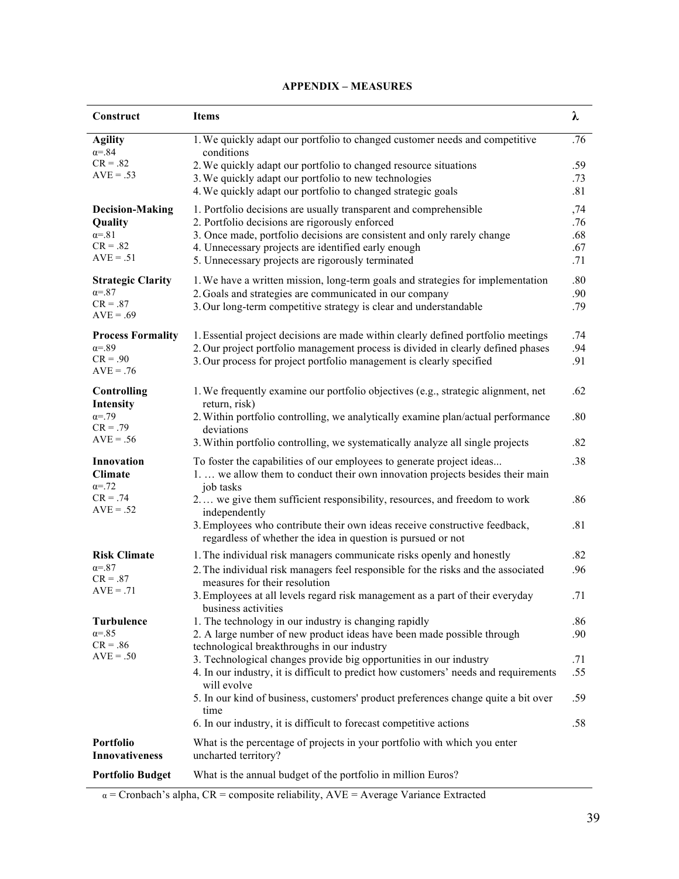**APPENDIX – MEASURES**

| Construct | Items | λ |
|---|---|---|
| **Agility** α=.84 CR = .82 AVE = .53 | 1. We quickly adapt our portfolio to changed customer needs and competitive conditions | .76 |
| | 2. We quickly adapt our portfolio to changed resource situations | .59 |
| | 3. We quickly adapt our portfolio to new technologies | .73 |
| | 4. We quickly adapt our portfolio to changed strategic goals | .81 |
| **Decision-Making Quality** α=.81 CR = .82 AVE = .51 | 1. Portfolio decisions are usually transparent and comprehensible | ,74 |
| | 2. Portfolio decisions are rigorously enforced | .76 |
| | 3. Once made, portfolio decisions are consistent and only rarely change | .68 |
| | 4. Unnecessary projects are identified early enough | .67 |
| | 5. Unnecessary projects are rigorously terminated | .71 |
| **Strategic Clarity** α=.87 CR = .87 AVE = .69 | 1. We have a written mission, long-term goals and strategies for implementation | .80 |
| | 2. Goals and strategies are communicated in our company | .90 |
| | 3. Our long-term competitive strategy is clear and understandable | .79 |
| **Process Formality** α=.89 CR = .90 AVE = .76 | 1. Essential project decisions are made within clearly defined portfolio meetings | .74 |
| | 2. Our project portfolio management process is divided in clearly defined phases | .94 |
| | 3. Our process for project portfolio management is clearly specified | .91 |
| **Controlling Intensity** α=.79 CR = .79 AVE = .56 | 1. We frequently examine our portfolio objectives (e.g., strategic alignment, net return, risk) | .62 |
| | 2. Within portfolio controlling, we analytically examine plan/actual performance deviations | .80 |
| | 3. Within portfolio controlling, we systematically analyze all single projects | .82 |
| **Innovation Climate** α=.72 CR = .74 AVE = .52 | To foster the capabilities of our employees to generate project ideas... 1. … we allow them to conduct their own innovation projects besides their main job tasks | .38 |
| | 2. … we give them sufficient responsibility, resources, and freedom to work independently | .86 |
| | 3. Employees who contribute their own ideas receive constructive feedback, regardless of whether the idea in question is pursued or not | .81 |
| **Risk Climate** α=.87 CR = .87 AVE = .71 | 1. The individual risk managers communicate risks openly and honestly | .82 |
| | 2. The individual risk managers feel responsible for the risks and the associated measures for their resolution | .96 |
| | 3. Employees at all levels regard risk management as a part of their everyday business activities | .71 |
| **Turbulence** α=.85 CR = .86 AVE = .50 | 1. The technology in our industry is changing rapidly | .86 |
| | 2. A large number of new product ideas have been made possible through technological breakthroughs in our industry | .90 |
| | 3. Technological changes provide big opportunities in our industry | .71 |
| | 4. In our industry, it is difficult to predict how customers' needs and requirements will evolve | .55 |
| | 5. In our kind of business, customers' product preferences change quite a bit over time | .59 |
| | 6. In our industry, it is difficult to forecast competitive actions | .58 |
| **Portfolio Innovativeness** | What is the percentage of projects in your portfolio with which you enter uncharted territory? | |
| **Portfolio Budget** | What is the annual budget of the portfolio in million Euros? | |

α = Cronbach's alpha, CR = composite reliability, AVE = Average Variance Extracted